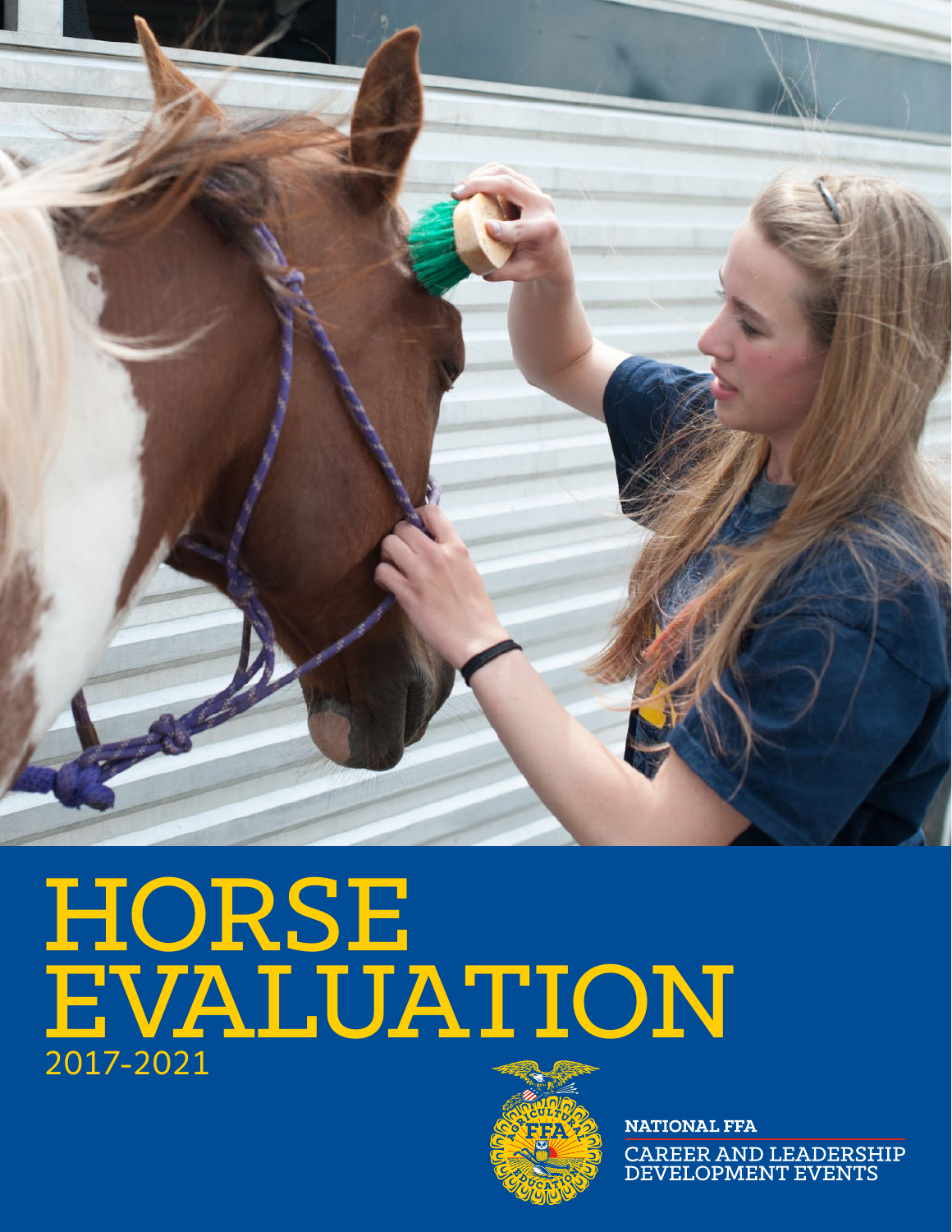# HORSE EVALUATION

2017-2021

NATIONAL FFA

CAREER AND LEADERSHIP DEVELOPMENT EVENTS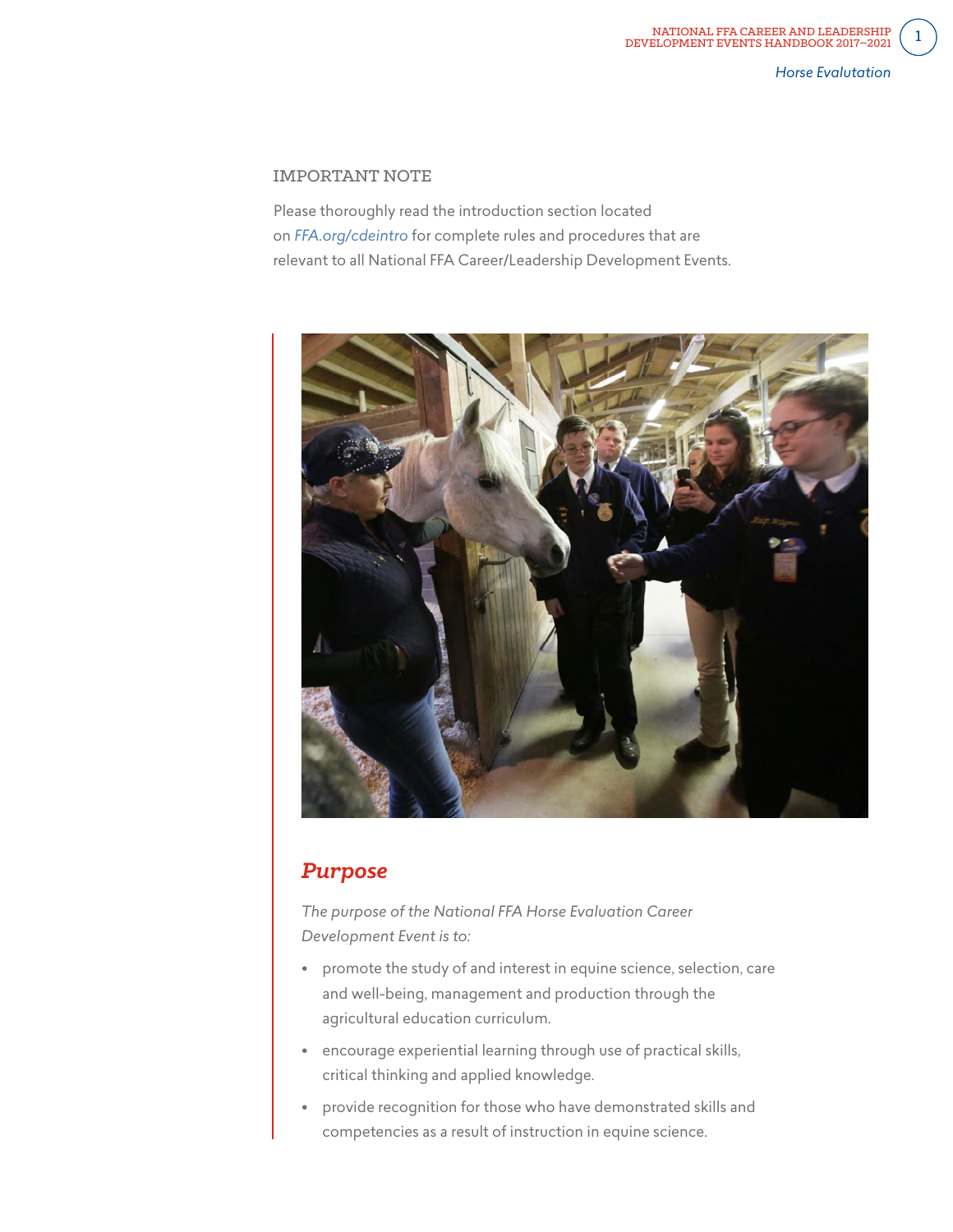IMPORTANT NOTE

Please thoroughly read the introduction section located on *FFA.org/cdeintro* for complete rules and procedures that are relevant to all National FFA Career/Leadership Development Events.

## Purpose

*The purpose of the National FFA Horse Evaluation Career Development Event is to:*

- promote the study of and interest in equine science, selection, care and well-being, management and production through the agricultural education curriculum.
- encourage experiential learning through use of practical skills, critical thinking and applied knowledge.
- provide recognition for those who have demonstrated skills and competencies as a result of instruction in equine science.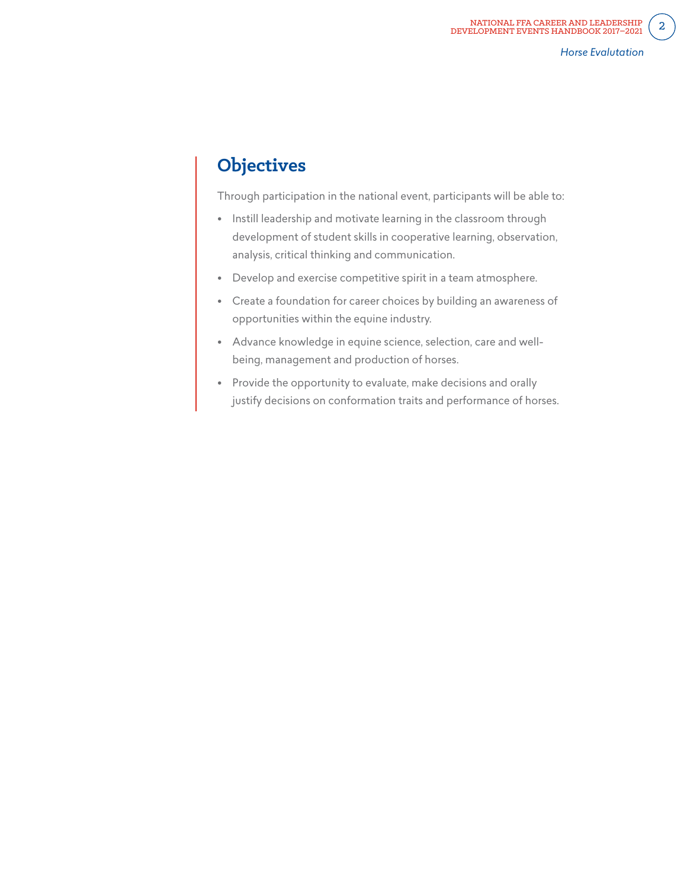## Objectives

Through participation in the national event, participants will be able to:

- Instill leadership and motivate learning in the classroom through development of student skills in cooperative learning, observation, analysis, critical thinking and communication.
- Develop and exercise competitive spirit in a team atmosphere.
- Create a foundation for career choices by building an awareness of opportunities within the equine industry.
- Advance knowledge in equine science, selection, care and well-being, management and production of horses.
- Provide the opportunity to evaluate, make decisions and orally justify decisions on conformation traits and performance of horses.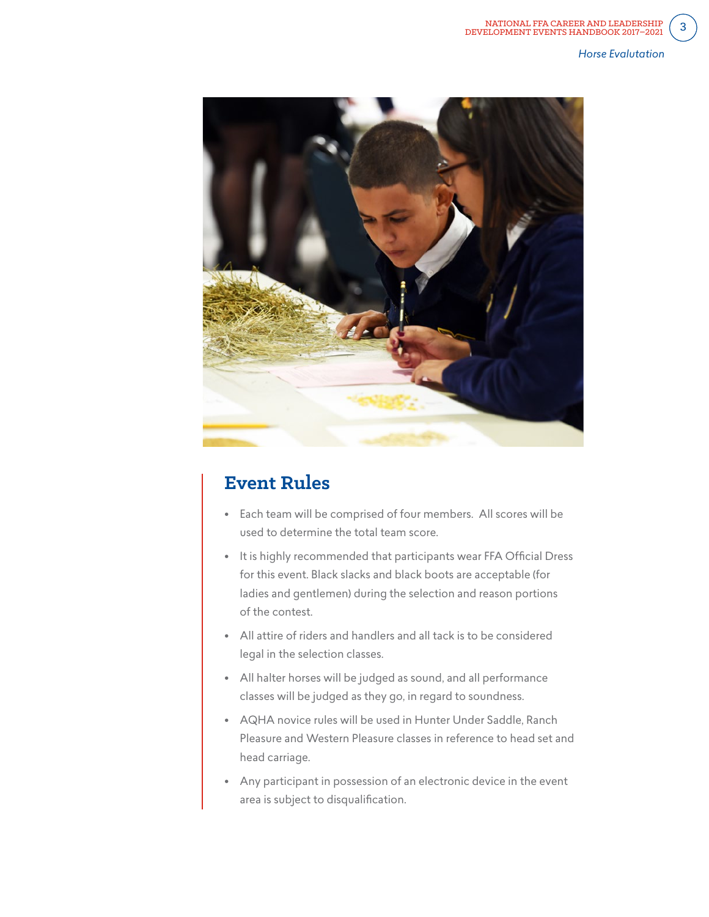## Event Rules

- Each team will be comprised of four members. All scores will be used to determine the total team score.
- It is highly recommended that participants wear FFA Official Dress for this event. Black slacks and black boots are acceptable (for ladies and gentlemen) during the selection and reason portions of the contest.
- All attire of riders and handlers and all tack is to be considered legal in the selection classes.
- All halter horses will be judged as sound, and all performance classes will be judged as they go, in regard to soundness.
- AQHA novice rules will be used in Hunter Under Saddle, Ranch Pleasure and Western Pleasure classes in reference to head set and head carriage.
- Any participant in possession of an electronic device in the event area is subject to disqualification.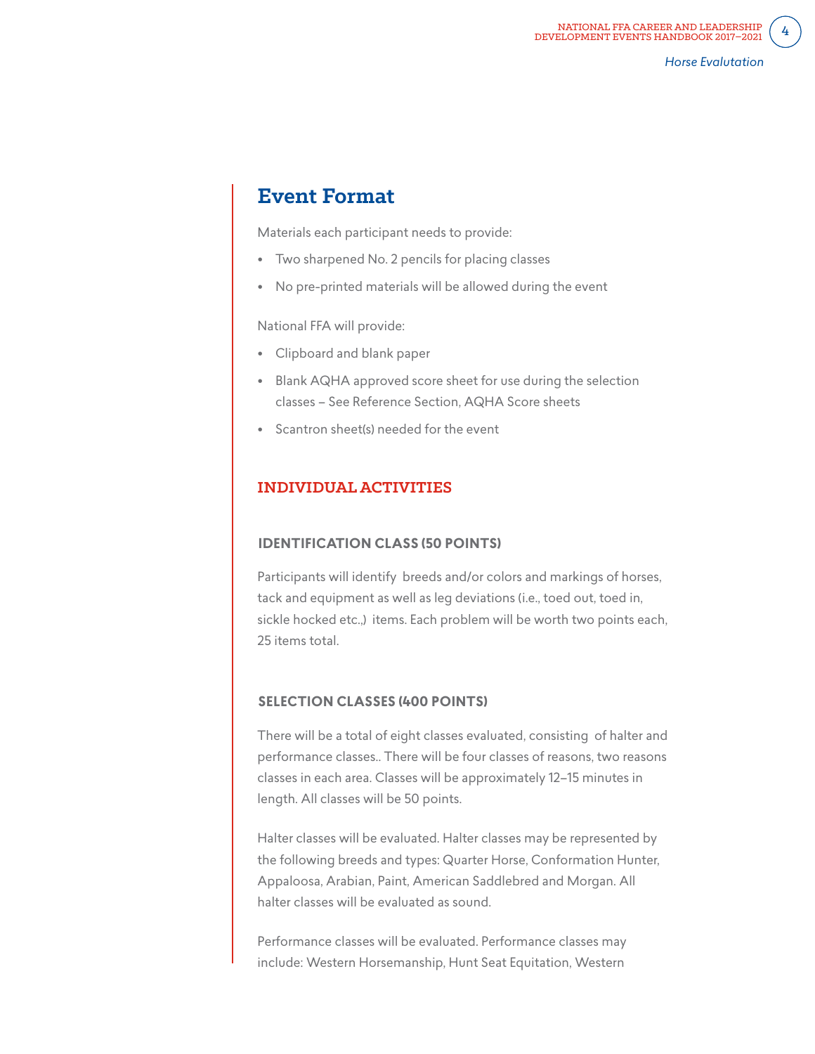## Event Format

Materials each participant needs to provide:

- Two sharpened No. 2 pencils for placing classes
- No pre-printed materials will be allowed during the event

National FFA will provide:

- Clipboard and blank paper
- Blank AQHA approved score sheet for use during the selection classes – See Reference Section, AQHA Score sheets
- Scantron sheet(s) needed for the event

### INDIVIDUAL ACTIVITIES

#### IDENTIFICATION CLASS (50 POINTS)

Participants will identify breeds and/or colors and markings of horses, tack and equipment as well as leg deviations (i.e., toed out, toed in, sickle hocked etc.,) items. Each problem will be worth two points each, 25 items total.

#### SELECTION CLASSES (400 POINTS)

There will be a total of eight classes evaluated, consisting of halter and performance classes.. There will be four classes of reasons, two reasons classes in each area. Classes will be approximately 12–15 minutes in length. All classes will be 50 points.

Halter classes will be evaluated. Halter classes may be represented by the following breeds and types: Quarter Horse, Conformation Hunter, Appaloosa, Arabian, Paint, American Saddlebred and Morgan. All halter classes will be evaluated as sound.

Performance classes will be evaluated. Performance classes may include: Western Horsemanship, Hunt Seat Equitation, Western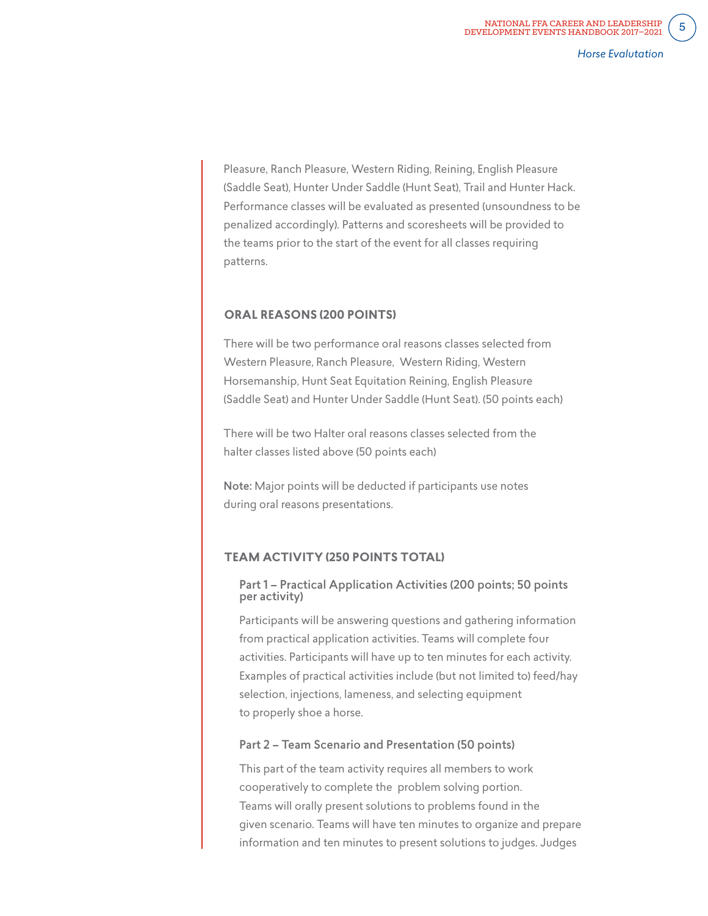Pleasure, Ranch Pleasure, Western Riding, Reining, English Pleasure (Saddle Seat), Hunter Under Saddle (Hunt Seat), Trail and Hunter Hack. Performance classes will be evaluated as presented (unsoundness to be penalized accordingly). Patterns and scoresheets will be provided to the teams prior to the start of the event for all classes requiring patterns.

## ORAL REASONS (200 POINTS)

There will be two performance oral reasons classes selected from Western Pleasure, Ranch Pleasure, Western Riding, Western Horsemanship, Hunt Seat Equitation Reining, English Pleasure (Saddle Seat) and Hunter Under Saddle (Hunt Seat). (50 points each)

There will be two Halter oral reasons classes selected from the halter classes listed above (50 points each)

**Note:** Major points will be deducted if participants use notes during oral reasons presentations.

## TEAM ACTIVITY (250 POINTS TOTAL)

### Part 1 – Practical Application Activities (200 points; 50 points per activity)

Participants will be answering questions and gathering information from practical application activities. Teams will complete four activities. Participants will have up to ten minutes for each activity. Examples of practical activities include (but not limited to) feed/hay selection, injections, lameness, and selecting equipment to properly shoe a horse.

### Part 2 – Team Scenario and Presentation (50 points)

This part of the team activity requires all members to work cooperatively to complete the problem solving portion. Teams will orally present solutions to problems found in the given scenario. Teams will have ten minutes to organize and prepare information and ten minutes to present solutions to judges. Judges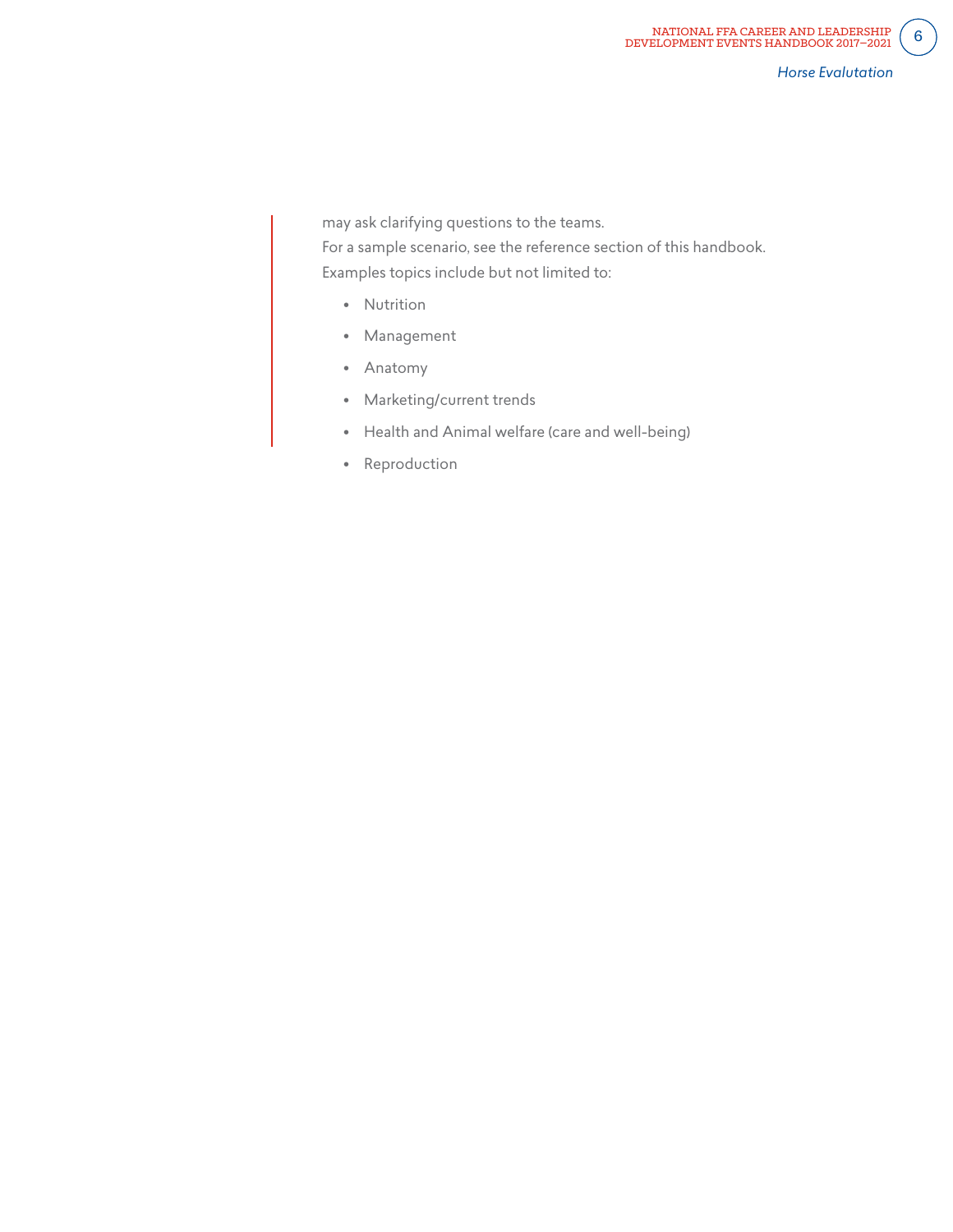may ask clarifying questions to the teams.

For a sample scenario, see the reference section of this handbook.

Examples topics include but not limited to:

- Nutrition
- Management
- Anatomy
- Marketing/current trends
- Health and Animal welfare (care and well-being)
- Reproduction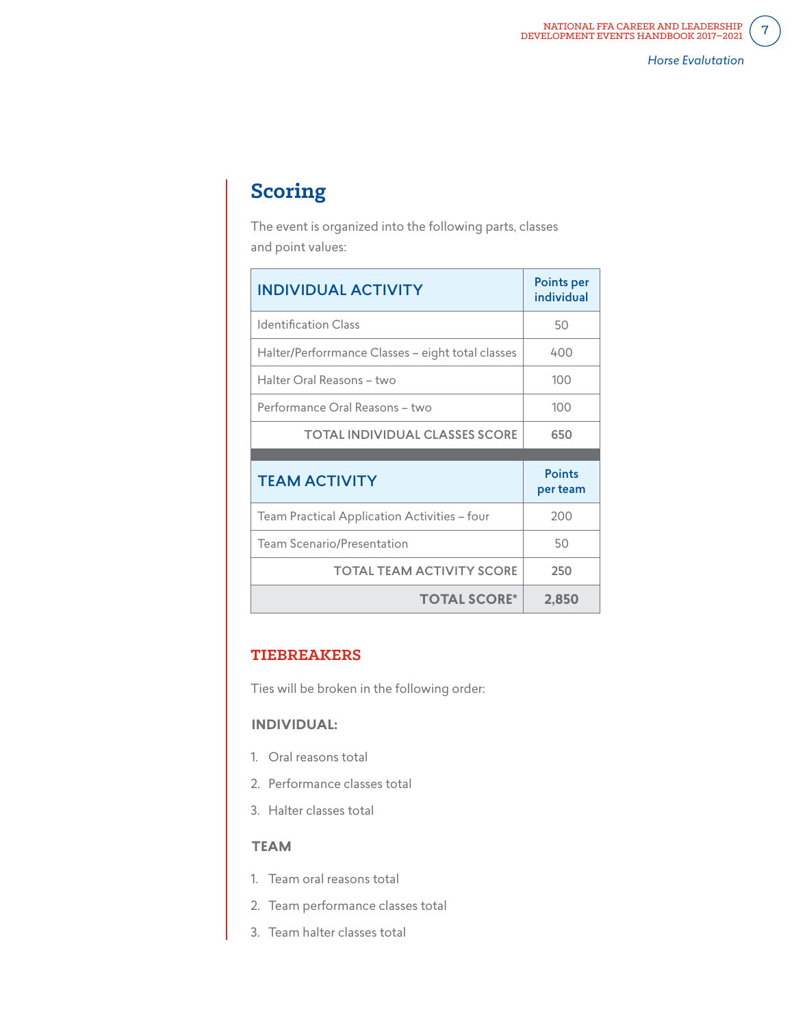## Scoring

The event is organized into the following parts, classes and point values:

| INDIVIDUAL ACTIVITY | Points per individual |
|---|---|
| Identification Class | 50 |
| Halter/Performrmance Classes – eight total classes | 400 |
| Halter Oral Reasons – two | 100 |
| Performance Oral Reasons – two | 100 |
| TOTAL INDIVIDUAL CLASSES SCORE | 650 |
| **TEAM ACTIVITY** | **Points per team** |
| Team Practical Application Activities – four | 200 |
| Team Scenario/Presentation | 50 |
| TOTAL TEAM ACTIVITY SCORE | 250 |
| **TOTAL SCORE*** | **2,850** |

### TIEBREAKERS

Ties will be broken in the following order:

**INDIVIDUAL:**

1. Oral reasons total
2. Performance classes total
3. Halter classes total

**TEAM**

1. Team oral reasons total
2. Team performance classes total
3. Team halter classes total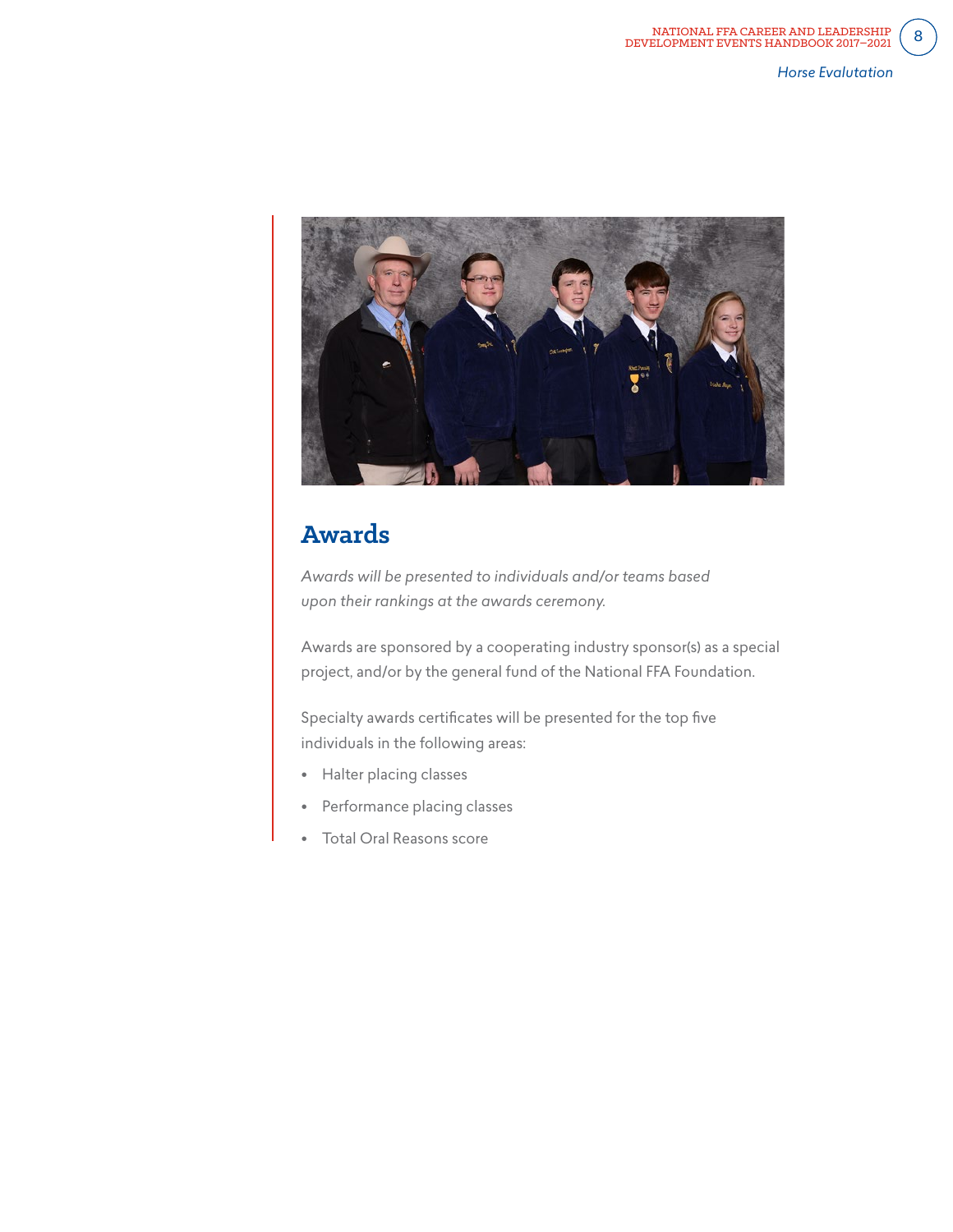## Awards

*Awards will be presented to individuals and/or teams based upon their rankings at the awards ceremony.*

Awards are sponsored by a cooperating industry sponsor(s) as a special project, and/or by the general fund of the National FFA Foundation.

Specialty awards certificates will be presented for the top five individuals in the following areas:

- Halter placing classes
- Performance placing classes
- Total Oral Reasons score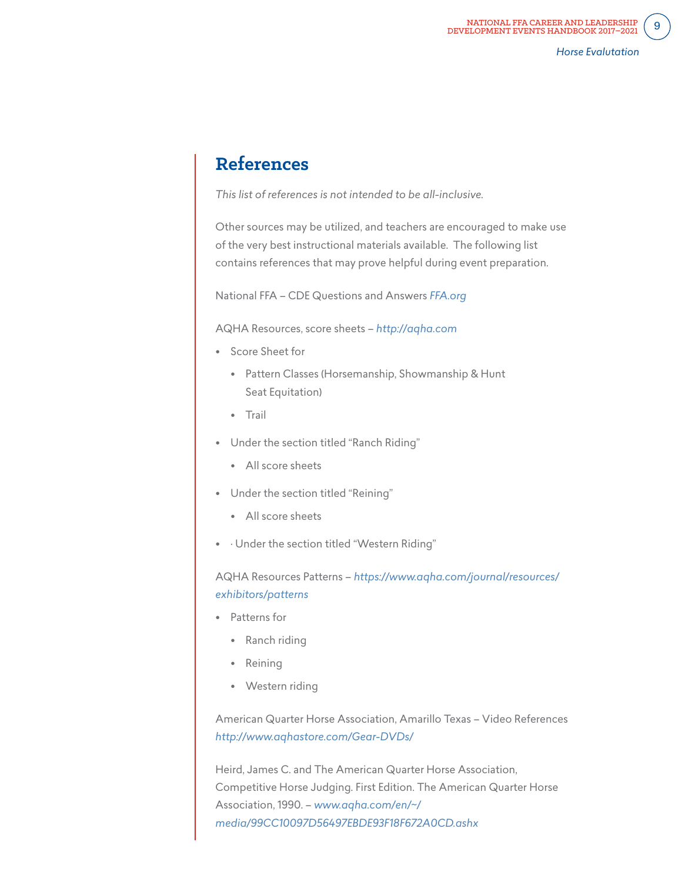## References

*This list of references is not intended to be all-inclusive.*

Other sources may be utilized, and teachers are encouraged to make use of the very best instructional materials available.  The following list contains references that may prove helpful during event preparation.

National FFA – CDE Questions and Answers *FFA.org*

AQHA Resources, score sheets – *http://aqha.com*

- Score Sheet for
  - Pattern Classes (Horsemanship, Showmanship & Hunt Seat Equitation)
  - Trail
- Under the section titled “Ranch Riding”
  - All score sheets
- Under the section titled “Reining”
  - All score sheets
- · Under the section titled “Western Riding”

AQHA Resources Patterns – *https://www.aqha.com/journal/resources/exhibitors/patterns*

- Patterns for
  - Ranch riding
  - Reining
  - Western riding

American Quarter Horse Association, Amarillo Texas – Video References *http://www.aqhastore.com/Gear-DVDs/*

Heird, James C. and The American Quarter Horse Association, Competitive Horse Judging. First Edition. The American Quarter Horse Association, 1990. – *www.aqha.com/en/~/media/99CC10097D56497EBDE93F18F672A0CD.ashx*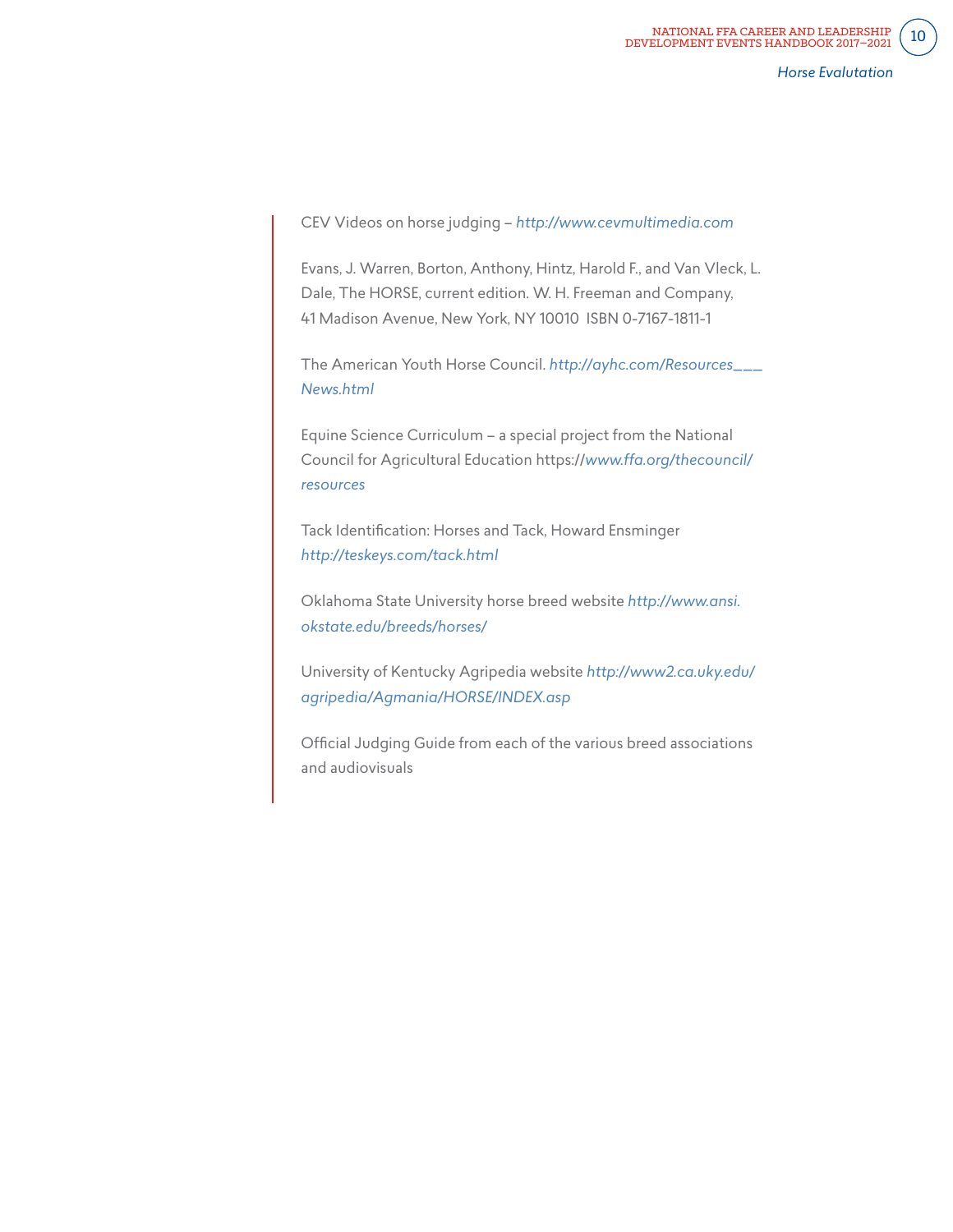CEV Videos on horse judging – *http://www.cevmultimedia.com*

Evans, J. Warren, Borton, Anthony, Hintz, Harold F., and Van Vleck, L. Dale, The HORSE, current edition. W. H. Freeman and Company, 41 Madison Avenue, New York, NY 10010 ISBN 0-7167-1811-1

The American Youth Horse Council. *http://ayhc.com/Resources___News.html*

Equine Science Curriculum – a special project from the National Council for Agricultural Education https://*www.ffa.org/thecouncil/resources*

Tack Identification: Horses and Tack, Howard Ensminger *http://teskeys.com/tack.html*

Oklahoma State University horse breed website *http://www.ansi.okstate.edu/breeds/horses/*

University of Kentucky Agripedia website *http://www2.ca.uky.edu/agripedia/Agmania/HORSE/INDEX.asp*

Official Judging Guide from each of the various breed associations and audiovisuals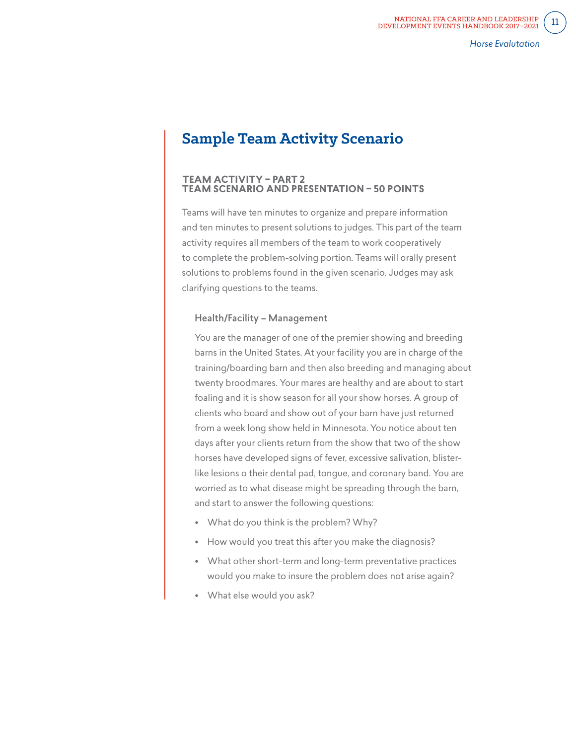# Sample Team Activity Scenario

### TEAM ACTIVITY – PART 2
### TEAM SCENARIO AND PRESENTATION – 50 POINTS

Teams will have ten minutes to organize and prepare information and ten minutes to present solutions to judges. This part of the team activity requires all members of the team to work cooperatively to complete the problem-solving portion. Teams will orally present solutions to problems found in the given scenario. Judges may ask clarifying questions to the teams.

#### Health/Facility – Management

You are the manager of one of the premier showing and breeding barns in the United States. At your facility you are in charge of the training/boarding barn and then also breeding and managing about twenty broodmares. Your mares are healthy and are about to start foaling and it is show season for all your show horses. A group of clients who board and show out of your barn have just returned from a week long show held in Minnesota. You notice about ten days after your clients return from the show that two of the show horses have developed signs of fever, excessive salivation, blister-like lesions o their dental pad, tongue, and coronary band. You are worried as to what disease might be spreading through the barn, and start to answer the following questions:

- What do you think is the problem? Why?
- How would you treat this after you make the diagnosis?
- What other short-term and long-term preventative practices would you make to insure the problem does not arise again?
- What else would you ask?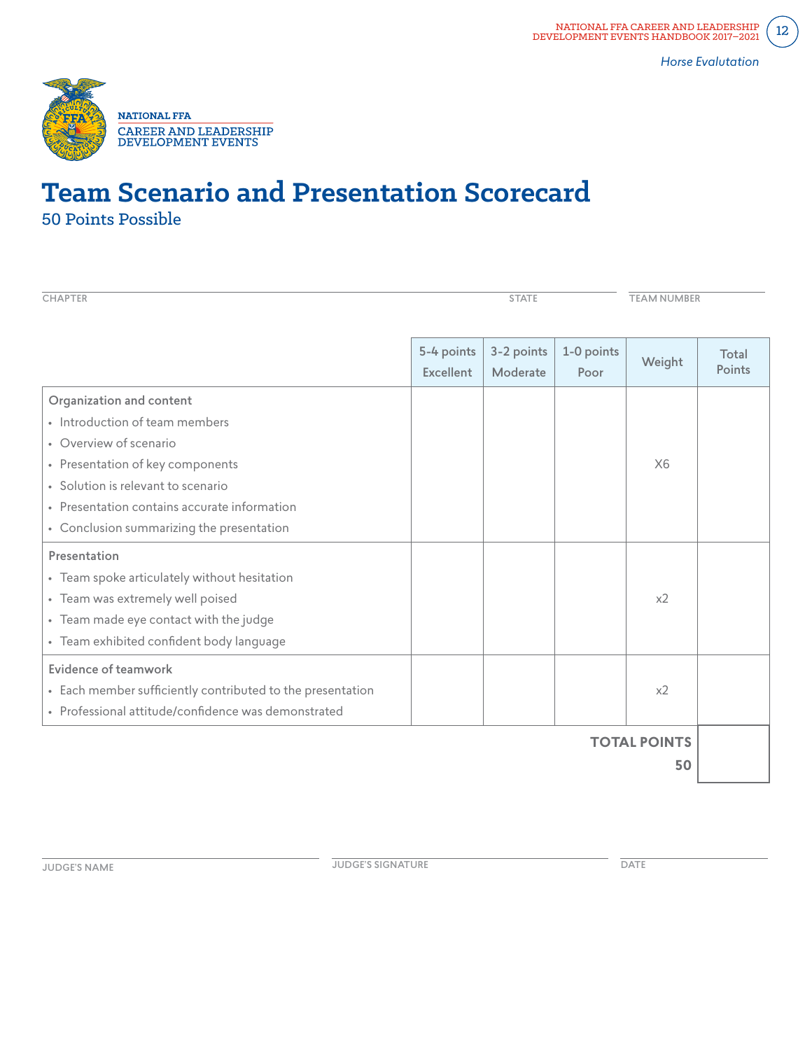# Team Scenario and Presentation Scorecard

50 Points Possible

CHAPTER ____________________ STATE ____________ TEAM NUMBER ____________

| | 5-4 points Excellent | 3-2 points Moderate | 1-0 points Poor | Weight | Total Points |
|---|---|---|---|---|---|
| **Organization and content**<br>• Introduction of team members<br>• Overview of scenario<br>• Presentation of key components<br>• Solution is relevant to scenario<br>• Presentation contains accurate information<br>• Conclusion summarizing the presentation | | | | X6 | |
| **Presentation**<br>• Team spoke articulately without hesitation<br>• Team was extremely well poised<br>• Team made eye contact with the judge<br>• Team exhibited confident body language | | | | x2 | |
| **Evidence of teamwork**<br>• Each member sufficiently contributed to the presentation<br>• Professional attitude/confidence was demonstrated | | | | x2 | |
| | | | | **TOTAL POINTS 50** | |

JUDGE'S NAME ____________________ JUDGE'S SIGNATURE ____________________ DATE ____________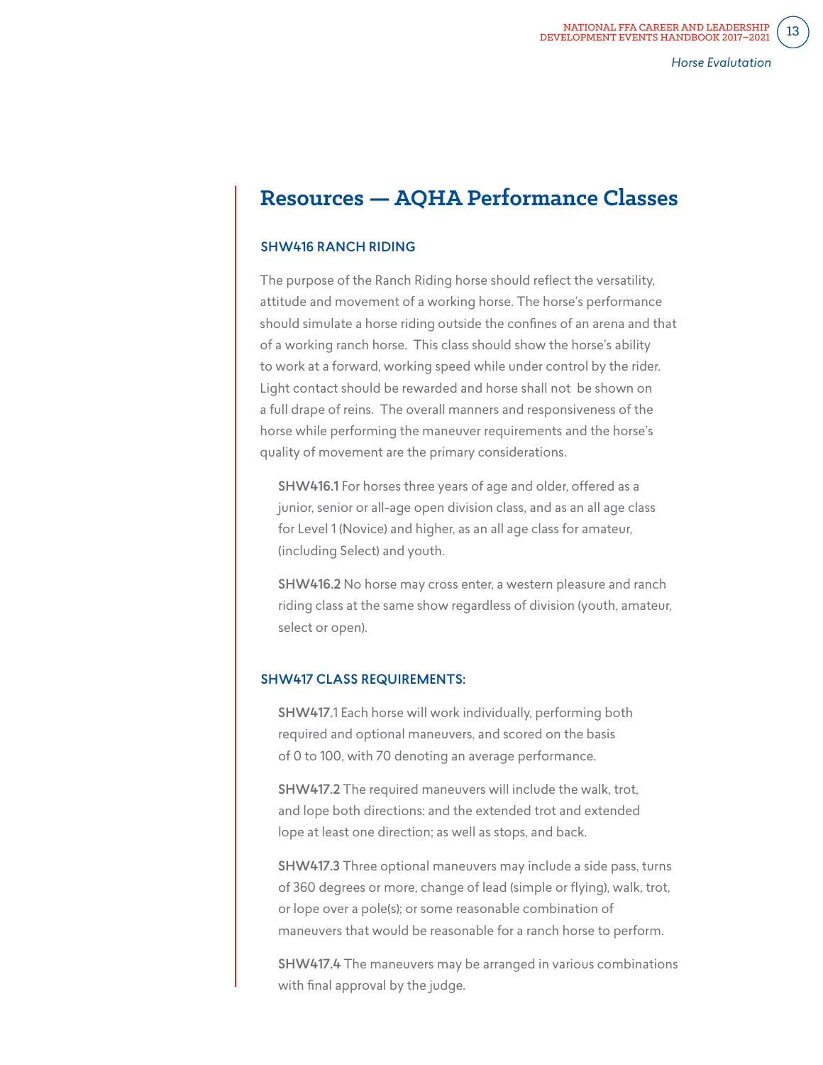## Resources — AQHA Performance Classes

### SHW416 RANCH RIDING

The purpose of the Ranch Riding horse should reflect the versatility, attitude and movement of a working horse. The horse's performance should simulate a horse riding outside the confines of an arena and that of a working ranch horse. This class should show the horse's ability to work at a forward, working speed while under control by the rider. Light contact should be rewarded and horse shall not be shown on a full drape of reins. The overall manners and responsiveness of the horse while performing the maneuver requirements and the horse's quality of movement are the primary considerations.

**SHW416.1** For horses three years of age and older, offered as a junior, senior or all-age open division class, and as an all age class for Level 1 (Novice) and higher, as an all age class for amateur, (including Select) and youth.

**SHW416.2** No horse may cross enter, a western pleasure and ranch riding class at the same show regardless of division (youth, amateur, select or open).

### SHW417 CLASS REQUIREMENTS:

**SHW417.1** Each horse will work individually, performing both required and optional maneuvers, and scored on the basis of 0 to 100, with 70 denoting an average performance.

**SHW417.2** The required maneuvers will include the walk, trot, and lope both directions: and the extended trot and extended lope at least one direction; as well as stops, and back.

**SHW417.3** Three optional maneuvers may include a side pass, turns of 360 degrees or more, change of lead (simple or flying), walk, trot, or lope over a pole(s); or some reasonable combination of maneuvers that would be reasonable for a ranch horse to perform.

**SHW417.4** The maneuvers may be arranged in various combinations with final approval by the judge.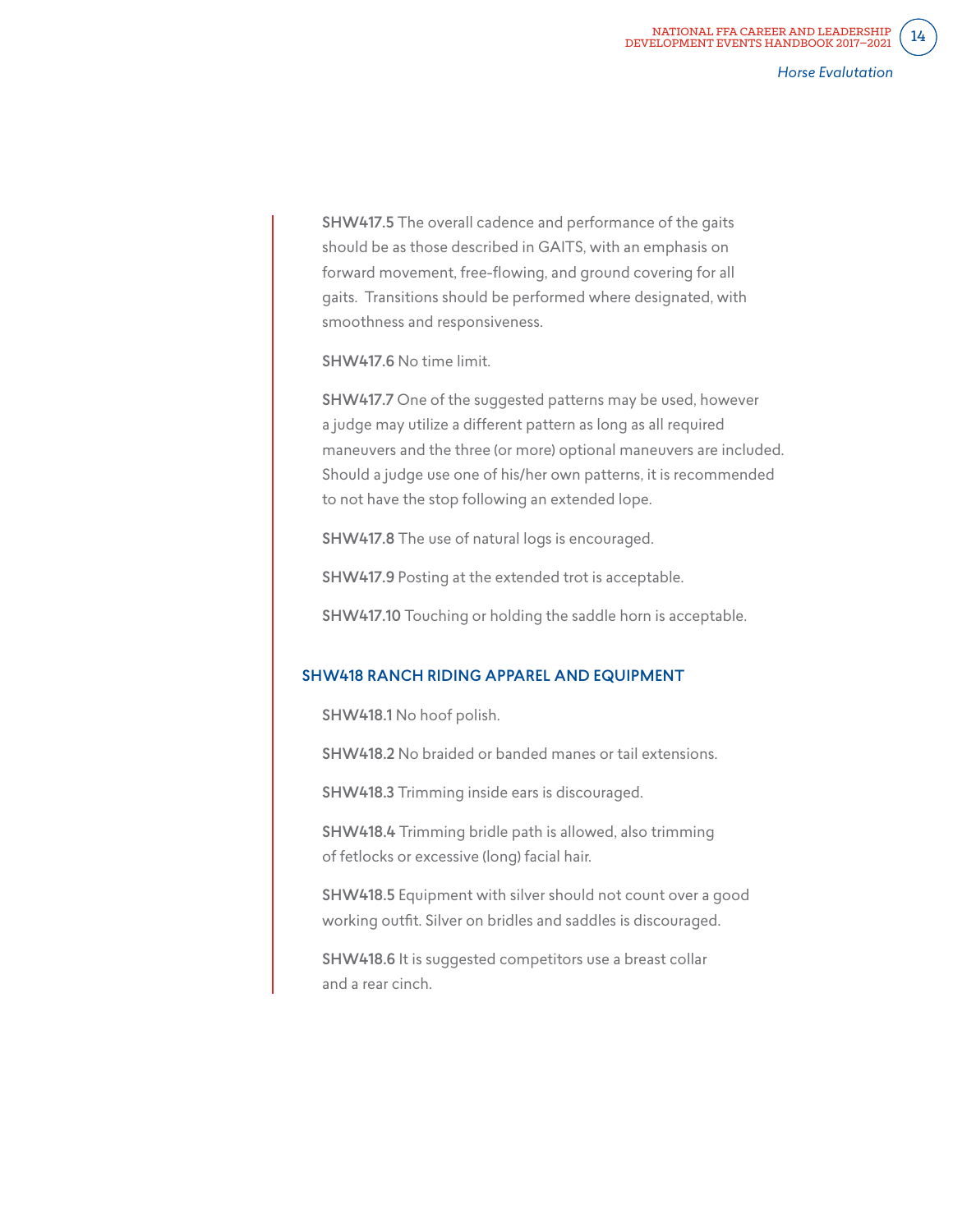**SHW417.5** The overall cadence and performance of the gaits should be as those described in GAITS, with an emphasis on forward movement, free-flowing, and ground covering for all gaits. Transitions should be performed where designated, with smoothness and responsiveness.

**SHW417.6** No time limit.

**SHW417.7** One of the suggested patterns may be used, however a judge may utilize a different pattern as long as all required maneuvers and the three (or more) optional maneuvers are included. Should a judge use one of his/her own patterns, it is recommended to not have the stop following an extended lope.

**SHW417.8** The use of natural logs is encouraged.

**SHW417.9** Posting at the extended trot is acceptable.

**SHW417.10** Touching or holding the saddle horn is acceptable.

## SHW418 RANCH RIDING APPAREL AND EQUIPMENT

**SHW418.1** No hoof polish.

**SHW418.2** No braided or banded manes or tail extensions.

**SHW418.3** Trimming inside ears is discouraged.

**SHW418.4** Trimming bridle path is allowed, also trimming of fetlocks or excessive (long) facial hair.

**SHW418.5** Equipment with silver should not count over a good working outfit. Silver on bridles and saddles is discouraged.

**SHW418.6** It is suggested competitors use a breast collar and a rear cinch.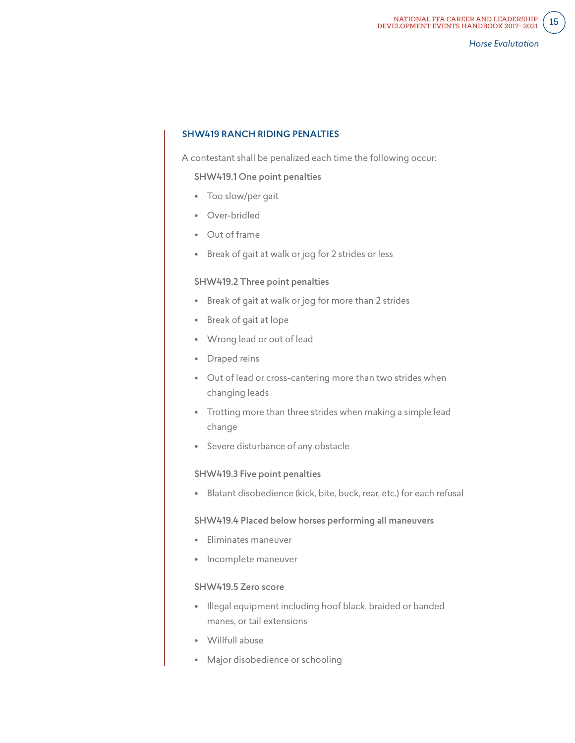## SHW419 RANCH RIDING PENALTIES

A contestant shall be penalized each time the following occur:

### SHW419.1 One point penalties

- Too slow/per gait
- Over-bridled
- Out of frame
- Break of gait at walk or jog for 2 strides or less

### SHW419.2 Three point penalties

- Break of gait at walk or jog for more than 2 strides
- Break of gait at lope
- Wrong lead or out of lead
- Draped reins
- Out of lead or cross-cantering more than two strides when changing leads
- Trotting more than three strides when making a simple lead change
- Severe disturbance of any obstacle

### SHW419.3 Five point penalties

- Blatant disobedience (kick, bite, buck, rear, etc.) for each refusal

### SHW419.4 Placed below horses performing all maneuvers

- Eliminates maneuver
- Incomplete maneuver

### SHW419.5 Zero score

- Illegal equipment including hoof black, braided or banded manes, or tail extensions
- Willfull abuse
- Major disobedience or schooling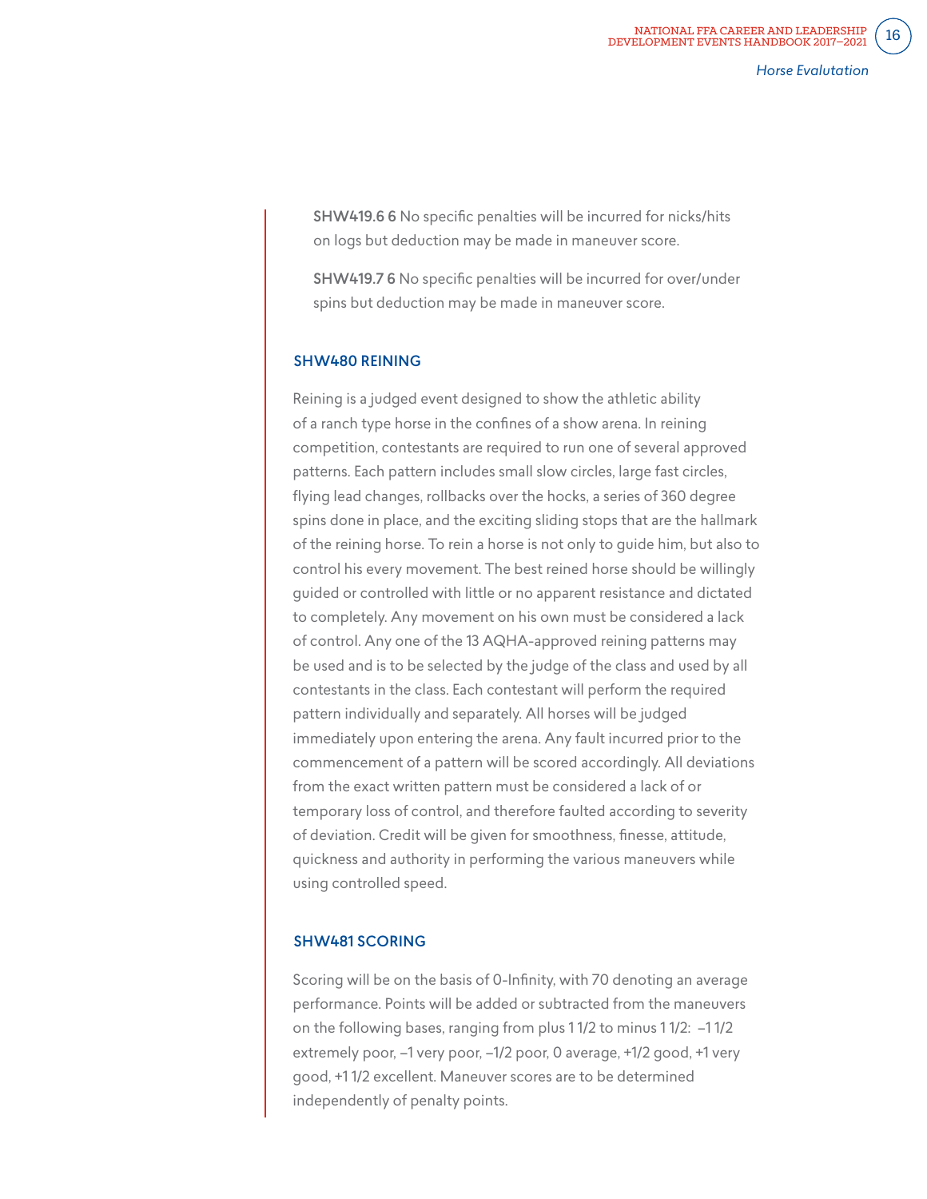**SHW419.6 6** No specific penalties will be incurred for nicks/hits on logs but deduction may be made in maneuver score.

**SHW419.7 6** No specific penalties will be incurred for over/under spins but deduction may be made in maneuver score.

### SHW480 REINING

Reining is a judged event designed to show the athletic ability of a ranch type horse in the confines of a show arena. In reining competition, contestants are required to run one of several approved patterns. Each pattern includes small slow circles, large fast circles, flying lead changes, rollbacks over the hocks, a series of 360 degree spins done in place, and the exciting sliding stops that are the hallmark of the reining horse. To rein a horse is not only to guide him, but also to control his every movement. The best reined horse should be willingly guided or controlled with little or no apparent resistance and dictated to completely. Any movement on his own must be considered a lack of control. Any one of the 13 AQHA-approved reining patterns may be used and is to be selected by the judge of the class and used by all contestants in the class. Each contestant will perform the required pattern individually and separately. All horses will be judged immediately upon entering the arena. Any fault incurred prior to the commencement of a pattern will be scored accordingly. All deviations from the exact written pattern must be considered a lack of or temporary loss of control, and therefore faulted according to severity of deviation. Credit will be given for smoothness, finesse, attitude, quickness and authority in performing the various maneuvers while using controlled speed.

### SHW481 SCORING

Scoring will be on the basis of 0-Infinity, with 70 denoting an average performance. Points will be added or subtracted from the maneuvers on the following bases, ranging from plus 1 1/2 to minus 1 1/2: –1 1/2 extremely poor, –1 very poor, –1/2 poor, 0 average, +1/2 good, +1 very good, +1 1/2 excellent. Maneuver scores are to be determined independently of penalty points.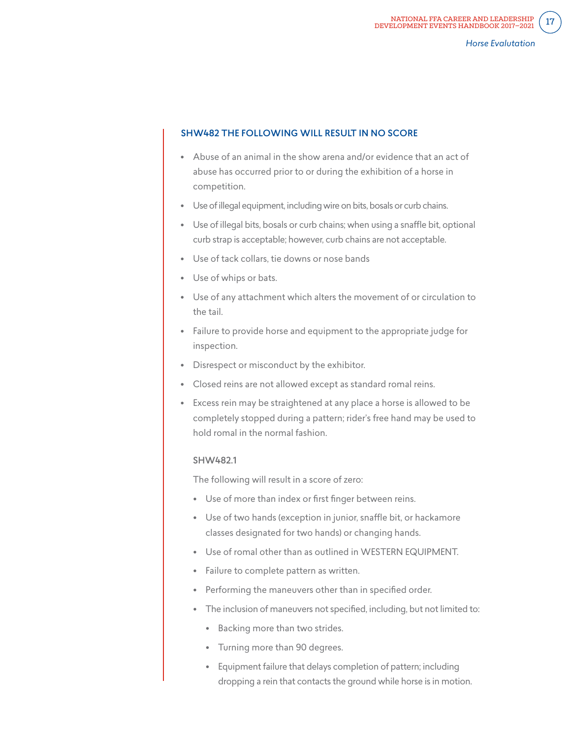### SHW482 THE FOLLOWING WILL RESULT IN NO SCORE

- Abuse of an animal in the show arena and/or evidence that an act of abuse has occurred prior to or during the exhibition of a horse in competition.
- Use of illegal equipment, including wire on bits, bosals or curb chains.
- Use of illegal bits, bosals or curb chains; when using a snaffle bit, optional curb strap is acceptable; however, curb chains are not acceptable.
- Use of tack collars, tie downs or nose bands
- Use of whips or bats.
- Use of any attachment which alters the movement of or circulation to the tail.
- Failure to provide horse and equipment to the appropriate judge for inspection.
- Disrespect or misconduct by the exhibitor.
- Closed reins are not allowed except as standard romal reins.
- Excess rein may be straightened at any place a horse is allowed to be completely stopped during a pattern; rider's free hand may be used to hold romal in the normal fashion.

#### SHW482.1

The following will result in a score of zero:

- Use of more than index or first finger between reins.
- Use of two hands (exception in junior, snaffle bit, or hackamore classes designated for two hands) or changing hands.
- Use of romal other than as outlined in WESTERN EQUIPMENT.
- Failure to complete pattern as written.
- Performing the maneuvers other than in specified order.
- The inclusion of maneuvers not specified, including, but not limited to:
  - Backing more than two strides.
  - Turning more than 90 degrees.
  - Equipment failure that delays completion of pattern; including dropping a rein that contacts the ground while horse is in motion.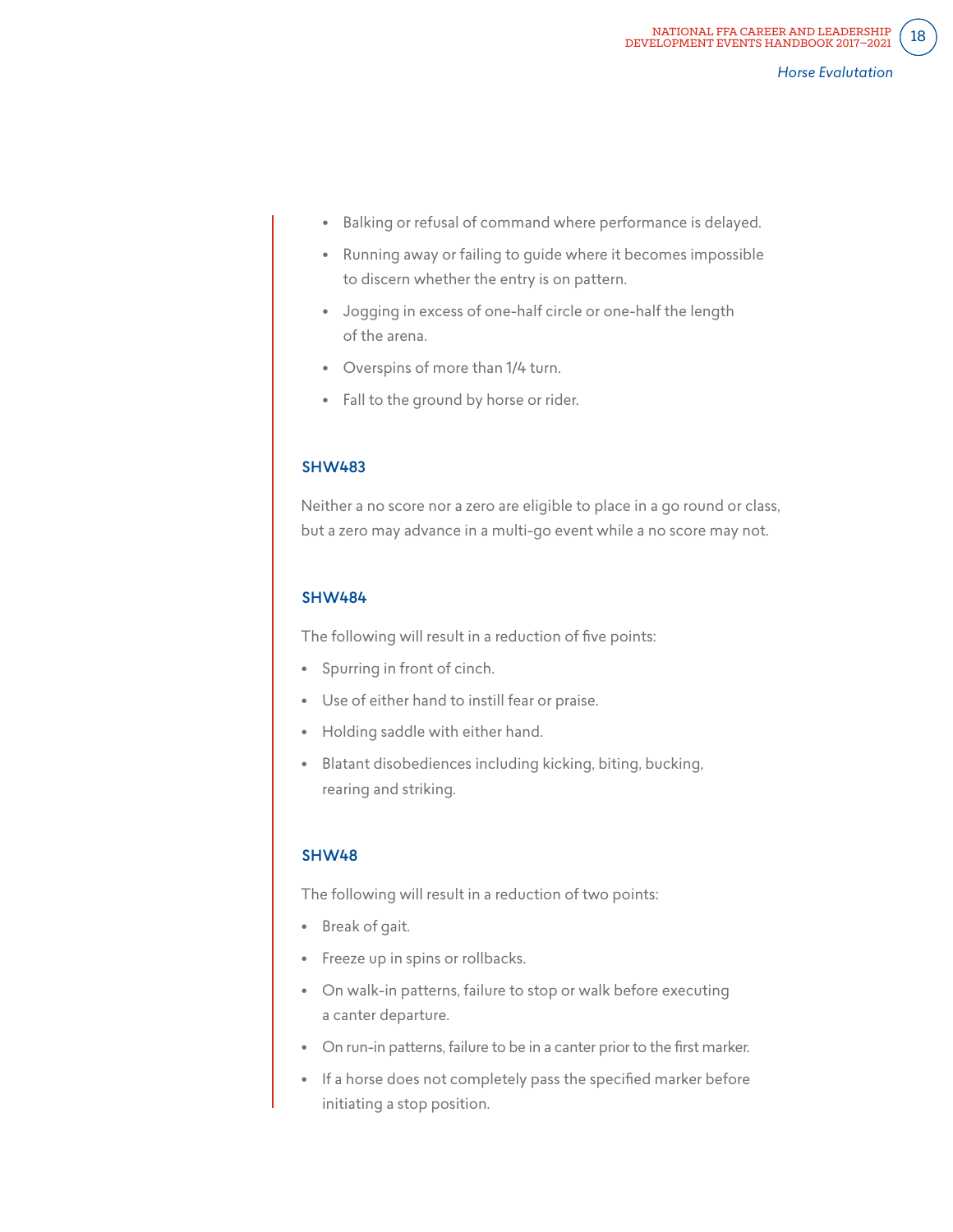- Balking or refusal of command where performance is delayed.
- Running away or failing to guide where it becomes impossible to discern whether the entry is on pattern.
- Jogging in excess of one-half circle or one-half the length of the arena.
- Overspins of more than 1/4 turn.
- Fall to the ground by horse or rider.

### SHW483

Neither a no score nor a zero are eligible to place in a go round or class, but a zero may advance in a multi-go event while a no score may not.

### SHW484

The following will result in a reduction of five points:

- Spurring in front of cinch.
- Use of either hand to instill fear or praise.
- Holding saddle with either hand.
- Blatant disobediences including kicking, biting, bucking, rearing and striking.

### SHW48

The following will result in a reduction of two points:

- Break of gait.
- Freeze up in spins or rollbacks.
- On walk-in patterns, failure to stop or walk before executing a canter departure.
- On run-in patterns, failure to be in a canter prior to the first marker.
- If a horse does not completely pass the specified marker before initiating a stop position.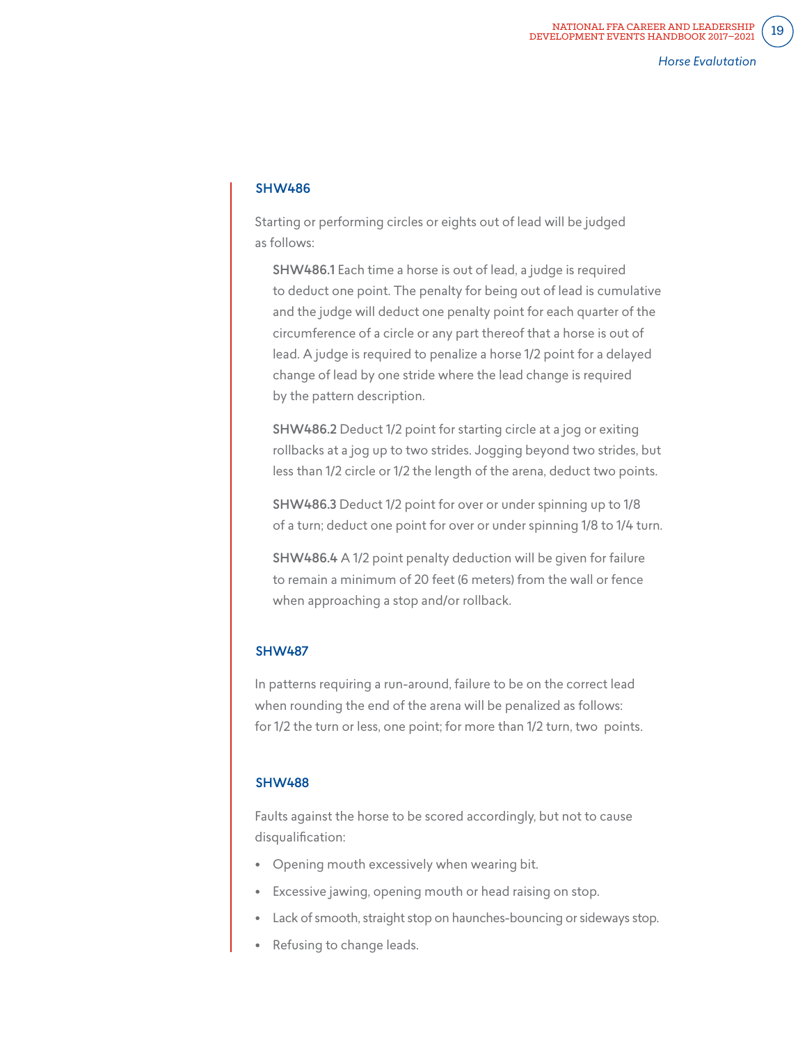### SHW486

Starting or performing circles or eights out of lead will be judged as follows:

**SHW486.1** Each time a horse is out of lead, a judge is required to deduct one point. The penalty for being out of lead is cumulative and the judge will deduct one penalty point for each quarter of the circumference of a circle or any part thereof that a horse is out of lead. A judge is required to penalize a horse 1/2 point for a delayed change of lead by one stride where the lead change is required by the pattern description.

**SHW486.2** Deduct 1/2 point for starting circle at a jog or exiting rollbacks at a jog up to two strides. Jogging beyond two strides, but less than 1/2 circle or 1/2 the length of the arena, deduct two points.

**SHW486.3** Deduct 1/2 point for over or under spinning up to 1/8 of a turn; deduct one point for over or under spinning 1/8 to 1/4 turn.

**SHW486.4** A 1/2 point penalty deduction will be given for failure to remain a minimum of 20 feet (6 meters) from the wall or fence when approaching a stop and/or rollback.

### SHW487

In patterns requiring a run-around, failure to be on the correct lead when rounding the end of the arena will be penalized as follows: for 1/2 the turn or less, one point; for more than 1/2 turn, two points.

### SHW488

Faults against the horse to be scored accordingly, but not to cause disqualification:

- Opening mouth excessively when wearing bit.
- Excessive jawing, opening mouth or head raising on stop.
- Lack of smooth, straight stop on haunches-bouncing or sideways stop.
- Refusing to change leads.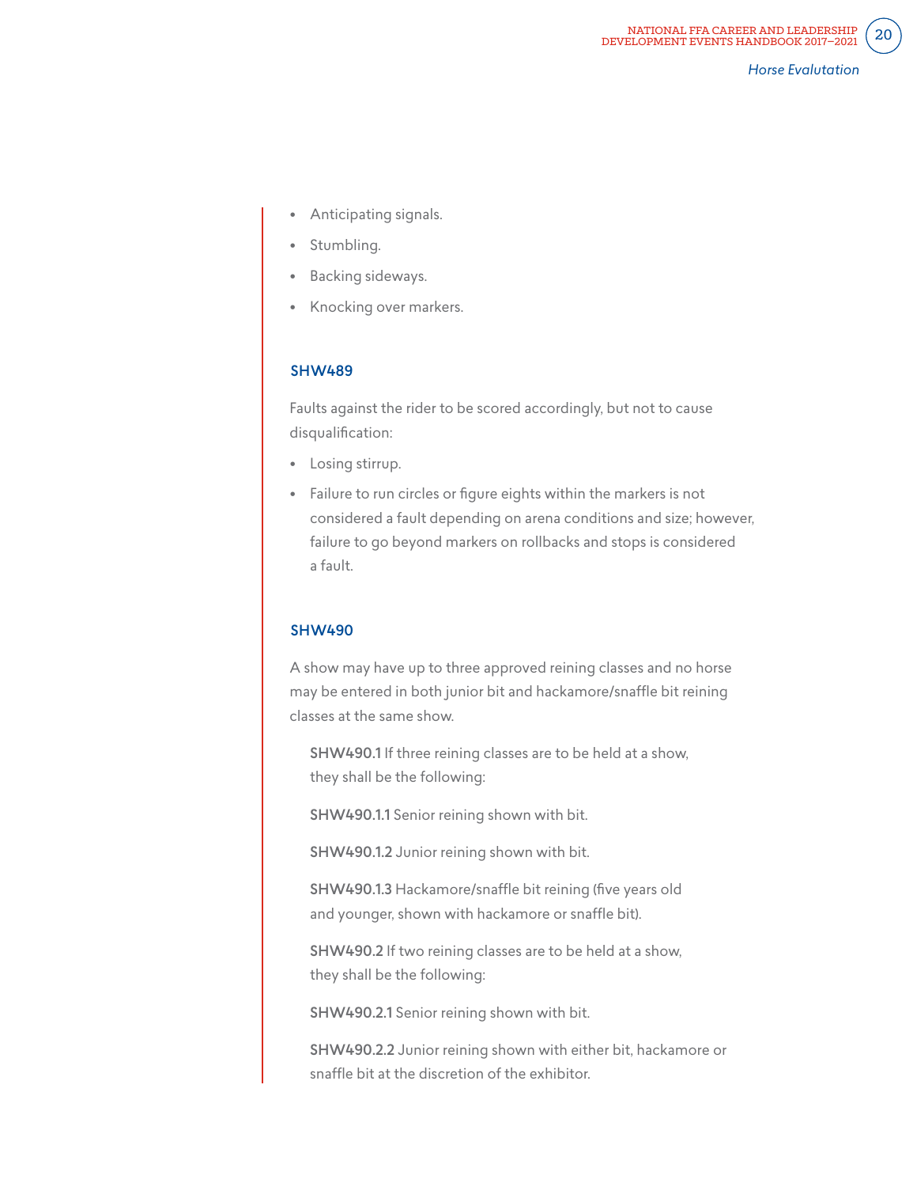- Anticipating signals.
- Stumbling.
- Backing sideways.
- Knocking over markers.

### SHW489

Faults against the rider to be scored accordingly, but not to cause disqualification:

- Losing stirrup.
- Failure to run circles or figure eights within the markers is not considered a fault depending on arena conditions and size; however, failure to go beyond markers on rollbacks and stops is considered a fault.

### SHW490

A show may have up to three approved reining classes and no horse may be entered in both junior bit and hackamore/snaffle bit reining classes at the same show.

**SHW490.1** If three reining classes are to be held at a show, they shall be the following:

**SHW490.1.1** Senior reining shown with bit.

**SHW490.1.2** Junior reining shown with bit.

**SHW490.1.3** Hackamore/snaffle bit reining (five years old and younger, shown with hackamore or snaffle bit).

**SHW490.2** If two reining classes are to be held at a show, they shall be the following:

**SHW490.2.1** Senior reining shown with bit.

**SHW490.2.2** Junior reining shown with either bit, hackamore or snaffle bit at the discretion of the exhibitor.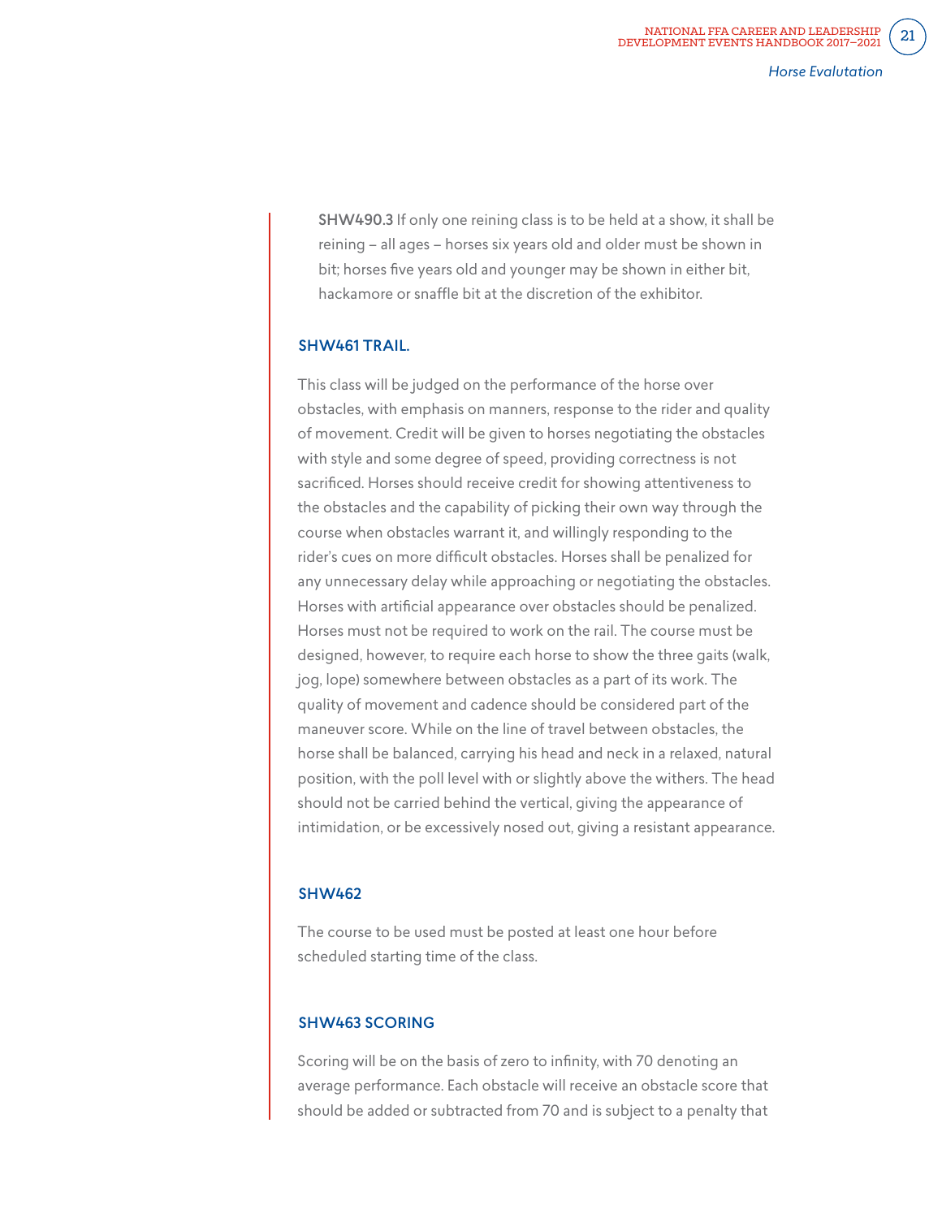**SHW490.3** If only one reining class is to be held at a show, it shall be reining – all ages – horses six years old and older must be shown in bit; horses five years old and younger may be shown in either bit, hackamore or snaffle bit at the discretion of the exhibitor.

### SHW461 TRAIL.

This class will be judged on the performance of the horse over obstacles, with emphasis on manners, response to the rider and quality of movement. Credit will be given to horses negotiating the obstacles with style and some degree of speed, providing correctness is not sacrificed. Horses should receive credit for showing attentiveness to the obstacles and the capability of picking their own way through the course when obstacles warrant it, and willingly responding to the rider's cues on more difficult obstacles. Horses shall be penalized for any unnecessary delay while approaching or negotiating the obstacles. Horses with artificial appearance over obstacles should be penalized. Horses must not be required to work on the rail. The course must be designed, however, to require each horse to show the three gaits (walk, jog, lope) somewhere between obstacles as a part of its work. The quality of movement and cadence should be considered part of the maneuver score. While on the line of travel between obstacles, the horse shall be balanced, carrying his head and neck in a relaxed, natural position, with the poll level with or slightly above the withers. The head should not be carried behind the vertical, giving the appearance of intimidation, or be excessively nosed out, giving a resistant appearance.

### SHW462

The course to be used must be posted at least one hour before scheduled starting time of the class.

### SHW463 SCORING

Scoring will be on the basis of zero to infinity, with 70 denoting an average performance. Each obstacle will receive an obstacle score that should be added or subtracted from 70 and is subject to a penalty that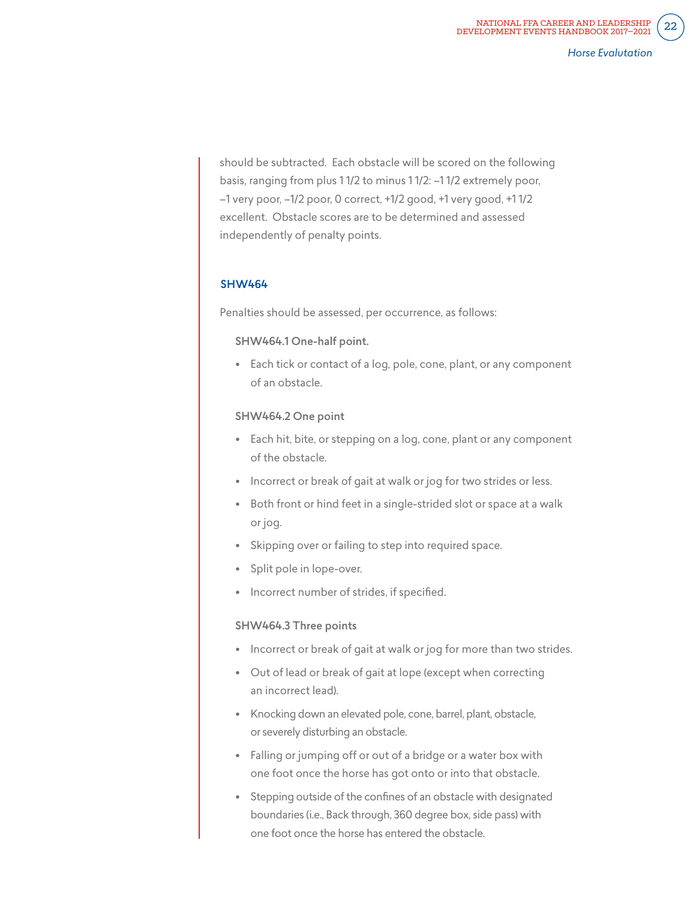should be subtracted. Each obstacle will be scored on the following basis, ranging from plus 1 1/2 to minus 1 1/2: –1 1/2 extremely poor, –1 very poor, –1/2 poor, 0 correct, +1/2 good, +1 very good, +1 1/2 excellent. Obstacle scores are to be determined and assessed independently of penalty points.

### SHW464

Penalties should be assessed, per occurrence, as follows:

**SHW464.1 One-half point.**

- Each tick or contact of a log, pole, cone, plant, or any component of an obstacle.

**SHW464.2 One point**

- Each hit, bite, or stepping on a log, cone, plant or any component of the obstacle.
- Incorrect or break of gait at walk or jog for two strides or less.
- Both front or hind feet in a single-strided slot or space at a walk or jog.
- Skipping over or failing to step into required space.
- Split pole in lope-over.
- Incorrect number of strides, if specified.

**SHW464.3 Three points**

- Incorrect or break of gait at walk or jog for more than two strides.
- Out of lead or break of gait at lope (except when correcting an incorrect lead).
- Knocking down an elevated pole, cone, barrel, plant, obstacle, or severely disturbing an obstacle.
- Falling or jumping off or out of a bridge or a water box with one foot once the horse has got onto or into that obstacle.
- Stepping outside of the confines of an obstacle with designated boundaries (i.e., Back through, 360 degree box, side pass) with one foot once the horse has entered the obstacle.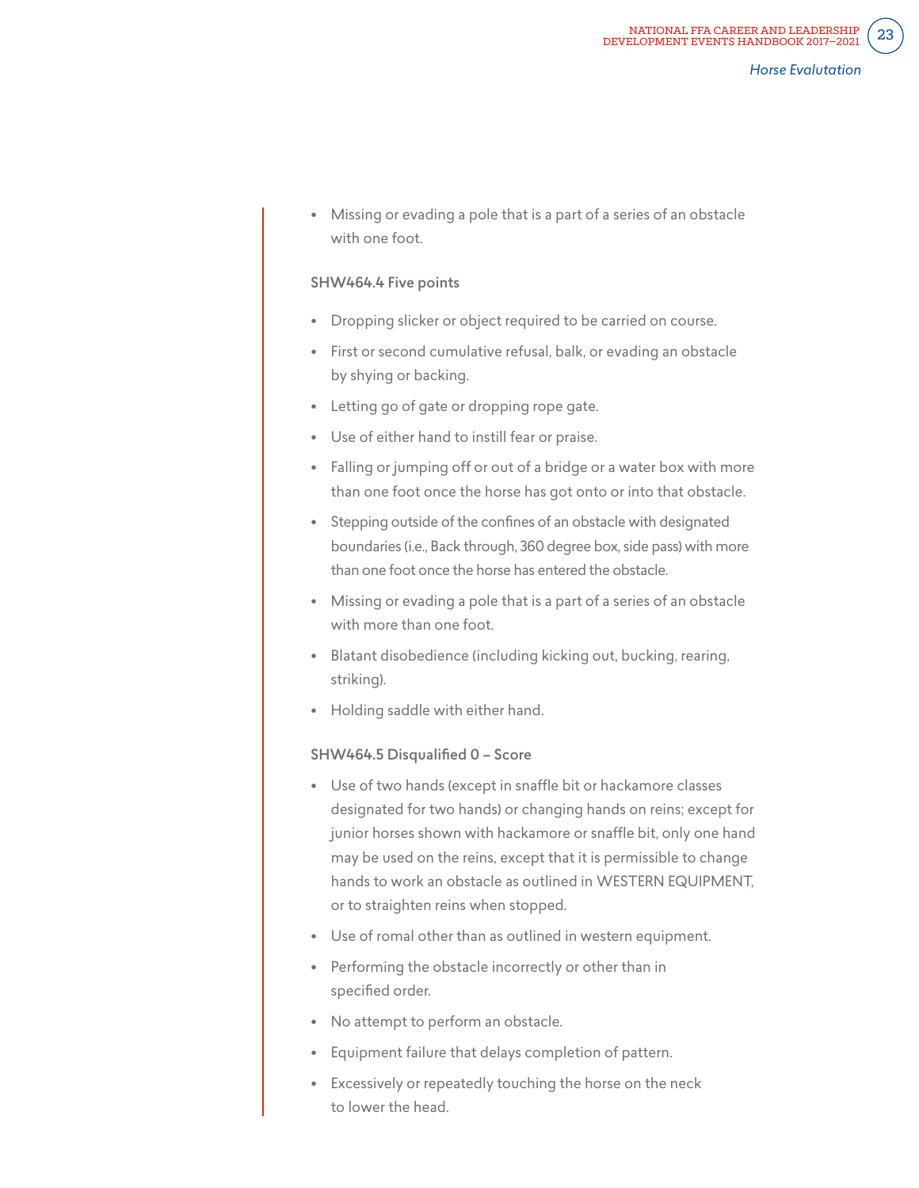- Missing or evading a pole that is a part of a series of an obstacle with one foot.

### SHW464.4 Five points

- Dropping slicker or object required to be carried on course.
- First or second cumulative refusal, balk, or evading an obstacle by shying or backing.
- Letting go of gate or dropping rope gate.
- Use of either hand to instill fear or praise.
- Falling or jumping off or out of a bridge or a water box with more than one foot once the horse has got onto or into that obstacle.
- Stepping outside of the confines of an obstacle with designated boundaries (i.e., Back through, 360 degree box, side pass) with more than one foot once the horse has entered the obstacle.
- Missing or evading a pole that is a part of a series of an obstacle with more than one foot.
- Blatant disobedience (including kicking out, bucking, rearing, striking).
- Holding saddle with either hand.

### SHW464.5 Disqualified 0 – Score

- Use of two hands (except in snaffle bit or hackamore classes designated for two hands) or changing hands on reins; except for junior horses shown with hackamore or snaffle bit, only one hand may be used on the reins, except that it is permissible to change hands to work an obstacle as outlined in WESTERN EQUIPMENT, or to straighten reins when stopped.
- Use of romal other than as outlined in western equipment.
- Performing the obstacle incorrectly or other than in specified order.
- No attempt to perform an obstacle.
- Equipment failure that delays completion of pattern.
- Excessively or repeatedly touching the horse on the neck to lower the head.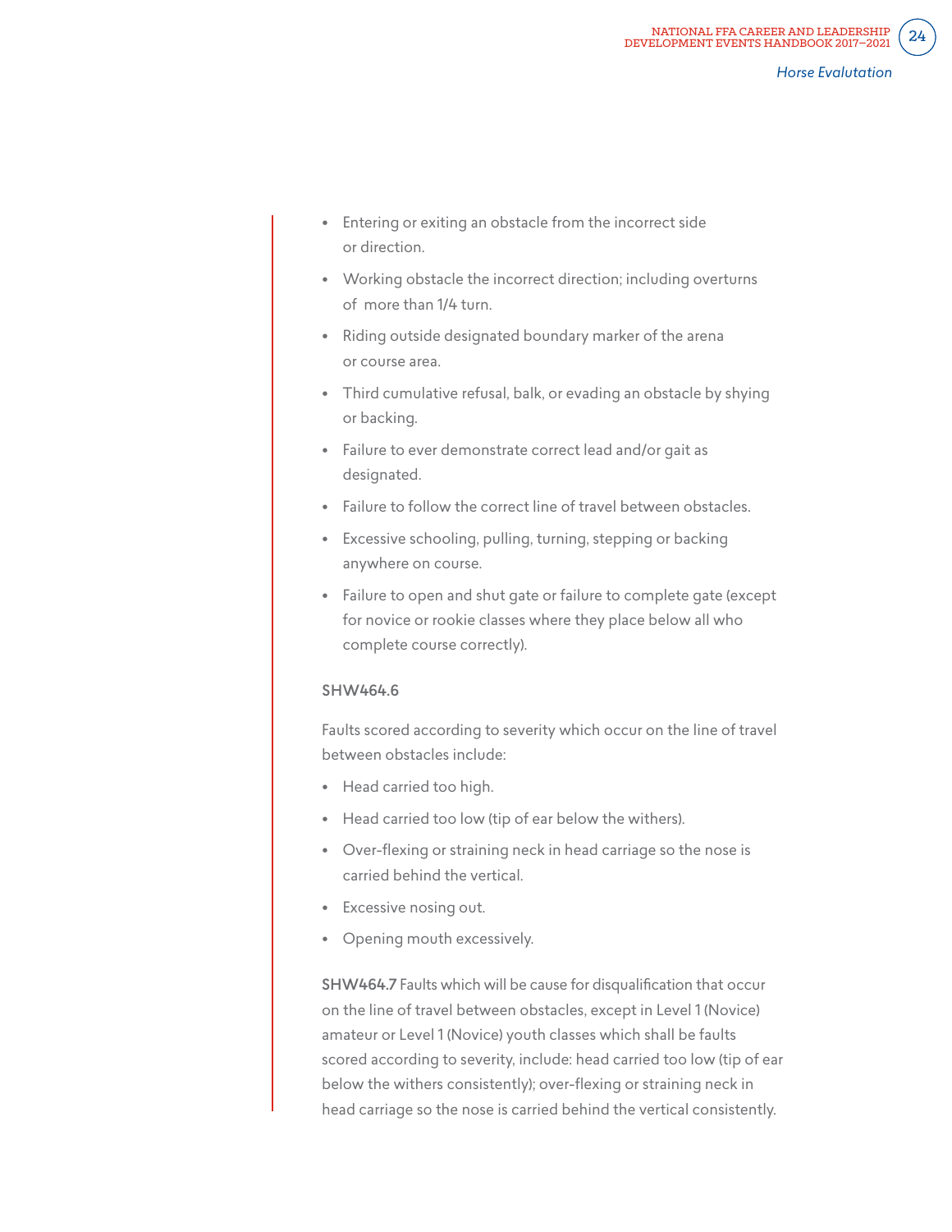- Entering or exiting an obstacle from the incorrect side or direction.
- Working obstacle the incorrect direction; including overturns of more than 1/4 turn.
- Riding outside designated boundary marker of the arena or course area.
- Third cumulative refusal, balk, or evading an obstacle by shying or backing.
- Failure to ever demonstrate correct lead and/or gait as designated.
- Failure to follow the correct line of travel between obstacles.
- Excessive schooling, pulling, turning, stepping or backing anywhere on course.
- Failure to open and shut gate or failure to complete gate (except for novice or rookie classes where they place below all who complete course correctly).

**SHW464.6**

Faults scored according to severity which occur on the line of travel between obstacles include:

- Head carried too high.
- Head carried too low (tip of ear below the withers).
- Over-flexing or straining neck in head carriage so the nose is carried behind the vertical.
- Excessive nosing out.
- Opening mouth excessively.

**SHW464.7** Faults which will be cause for disqualification that occur on the line of travel between obstacles, except in Level 1 (Novice) amateur or Level 1 (Novice) youth classes which shall be faults scored according to severity, include: head carried too low (tip of ear below the withers consistently); over-flexing or straining neck in head carriage so the nose is carried behind the vertical consistently.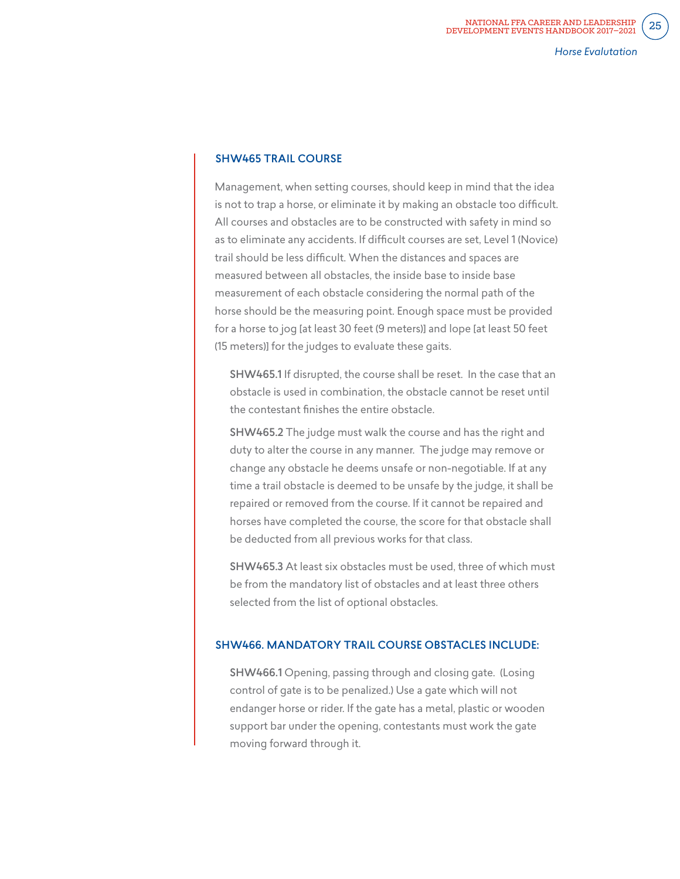## SHW465 TRAIL COURSE

Management, when setting courses, should keep in mind that the idea is not to trap a horse, or eliminate it by making an obstacle too difficult. All courses and obstacles are to be constructed with safety in mind so as to eliminate any accidents. If difficult courses are set, Level 1 (Novice) trail should be less difficult. When the distances and spaces are measured between all obstacles, the inside base to inside base measurement of each obstacle considering the normal path of the horse should be the measuring point. Enough space must be provided for a horse to jog [at least 30 feet (9 meters)] and lope [at least 50 feet (15 meters)] for the judges to evaluate these gaits.

**SHW465.1** If disrupted, the course shall be reset. In the case that an obstacle is used in combination, the obstacle cannot be reset until the contestant finishes the entire obstacle.

**SHW465.2** The judge must walk the course and has the right and duty to alter the course in any manner. The judge may remove or change any obstacle he deems unsafe or non-negotiable. If at any time a trail obstacle is deemed to be unsafe by the judge, it shall be repaired or removed from the course. If it cannot be repaired and horses have completed the course, the score for that obstacle shall be deducted from all previous works for that class.

**SHW465.3** At least six obstacles must be used, three of which must be from the mandatory list of obstacles and at least three others selected from the list of optional obstacles.

## SHW466. MANDATORY TRAIL COURSE OBSTACLES INCLUDE:

**SHW466.1** Opening, passing through and closing gate. (Losing control of gate is to be penalized.) Use a gate which will not endanger horse or rider. If the gate has a metal, plastic or wooden support bar under the opening, contestants must work the gate moving forward through it.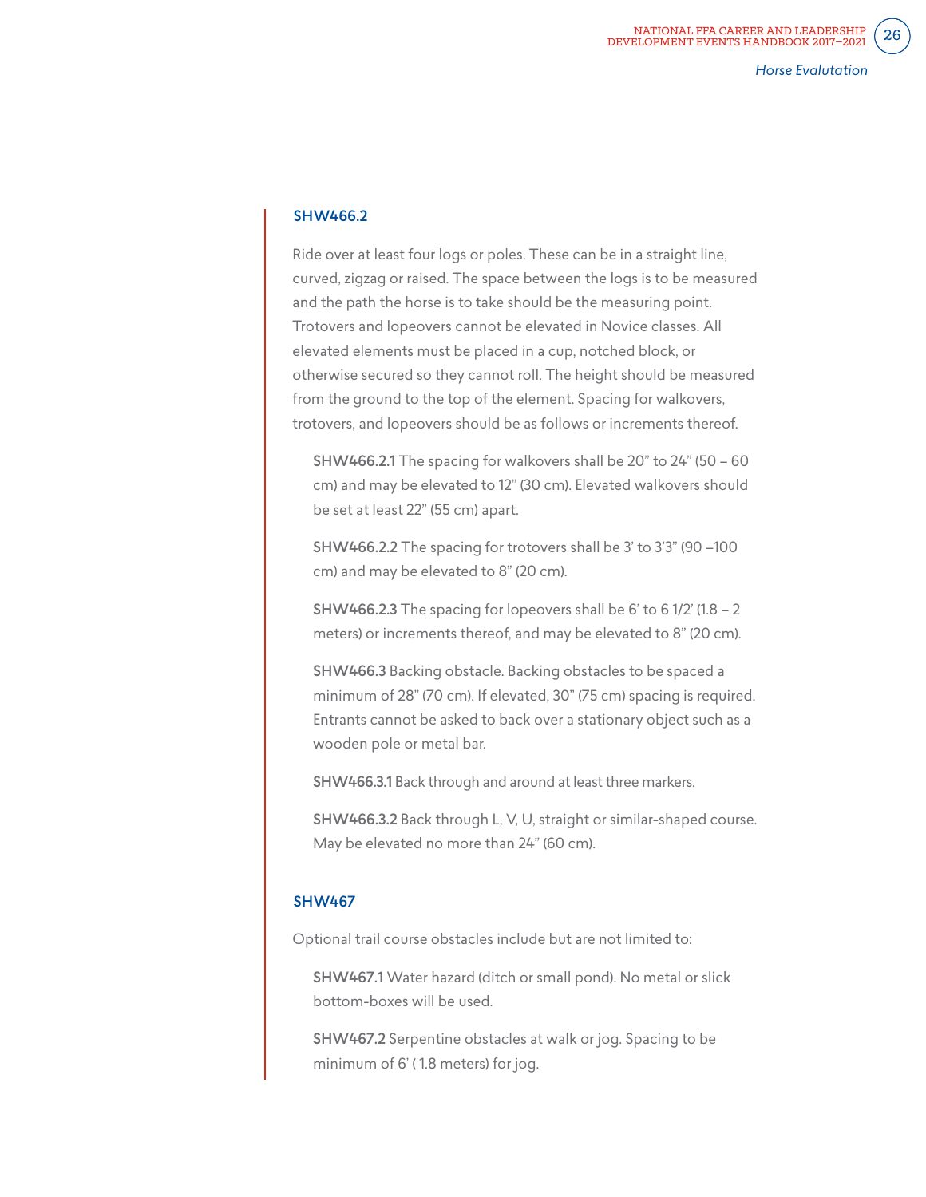### SHW466.2

Ride over at least four logs or poles. These can be in a straight line, curved, zigzag or raised. The space between the logs is to be measured and the path the horse is to take should be the measuring point. Trotovers and lopeovers cannot be elevated in Novice classes. All elevated elements must be placed in a cup, notched block, or otherwise secured so they cannot roll. The height should be measured from the ground to the top of the element. Spacing for walkovers, trotovers, and lopeovers should be as follows or increments thereof.

**SHW466.2.1** The spacing for walkovers shall be 20" to 24" (50 – 60 cm) and may be elevated to 12" (30 cm). Elevated walkovers should be set at least 22" (55 cm) apart.

**SHW466.2.2** The spacing for trotovers shall be 3' to 3'3" (90 –100 cm) and may be elevated to 8" (20 cm).

**SHW466.2.3** The spacing for lopeovers shall be 6' to 6 1/2' (1.8 – 2 meters) or increments thereof, and may be elevated to 8" (20 cm).

**SHW466.3** Backing obstacle. Backing obstacles to be spaced a minimum of 28" (70 cm). If elevated, 30" (75 cm) spacing is required. Entrants cannot be asked to back over a stationary object such as a wooden pole or metal bar.

**SHW466.3.1** Back through and around at least three markers.

**SHW466.3.2** Back through L, V, U, straight or similar-shaped course. May be elevated no more than 24" (60 cm).

### SHW467

Optional trail course obstacles include but are not limited to:

**SHW467.1** Water hazard (ditch or small pond). No metal or slick bottom-boxes will be used.

**SHW467.2** Serpentine obstacles at walk or jog. Spacing to be minimum of 6' ( 1.8 meters) for jog.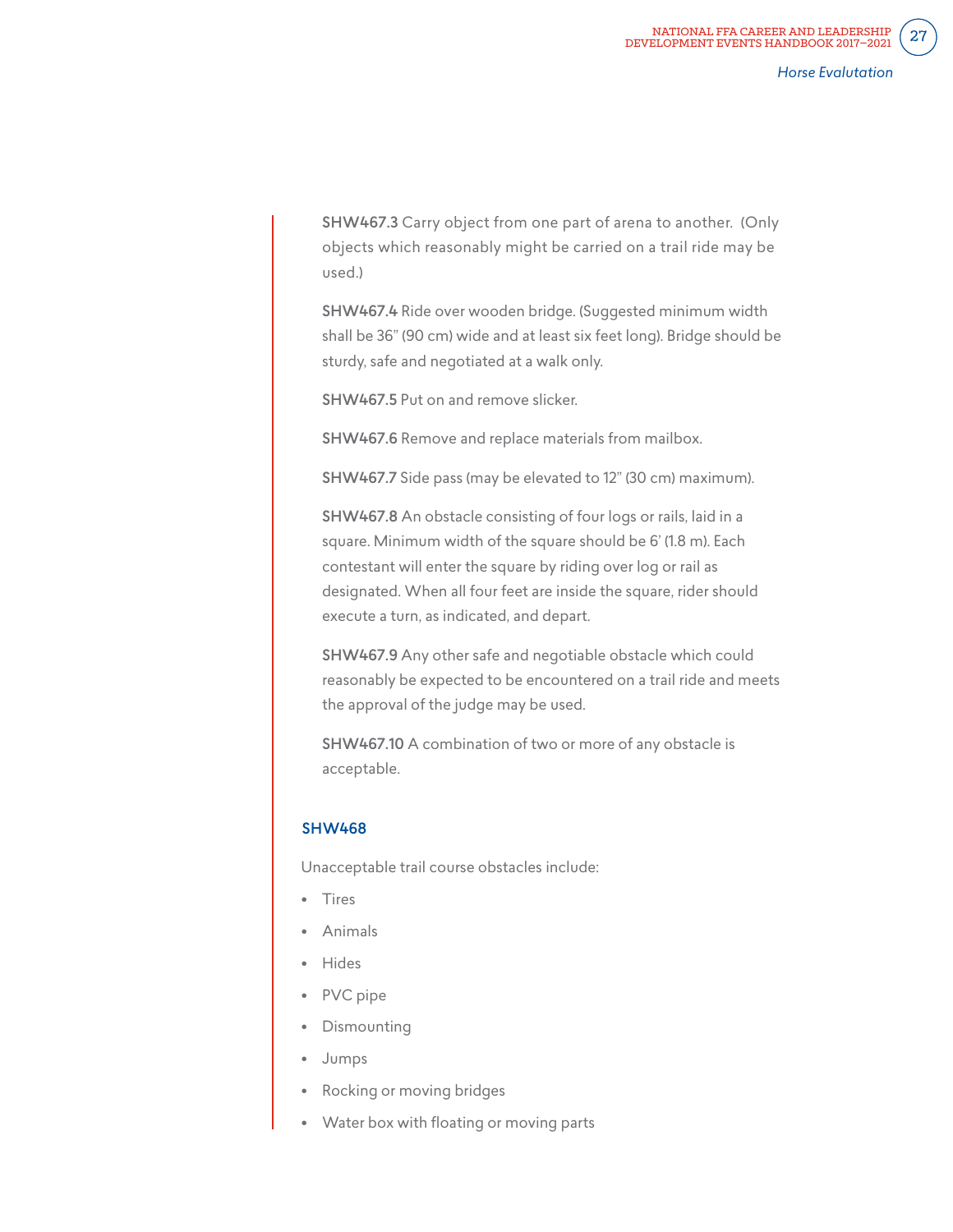**SHW467.3** Carry object from one part of arena to another. (Only objects which reasonably might be carried on a trail ride may be used.)

**SHW467.4** Ride over wooden bridge. (Suggested minimum width shall be 36" (90 cm) wide and at least six feet long). Bridge should be sturdy, safe and negotiated at a walk only.

**SHW467.5** Put on and remove slicker.

**SHW467.6** Remove and replace materials from mailbox.

**SHW467.7** Side pass (may be elevated to 12" (30 cm) maximum).

**SHW467.8** An obstacle consisting of four logs or rails, laid in a square. Minimum width of the square should be 6' (1.8 m). Each contestant will enter the square by riding over log or rail as designated. When all four feet are inside the square, rider should execute a turn, as indicated, and depart.

**SHW467.9** Any other safe and negotiable obstacle which could reasonably be expected to be encountered on a trail ride and meets the approval of the judge may be used.

**SHW467.10** A combination of two or more of any obstacle is acceptable.

### SHW468

Unacceptable trail course obstacles include:

- Tires
- Animals
- Hides
- PVC pipe
- Dismounting
- Jumps
- Rocking or moving bridges
- Water box with floating or moving parts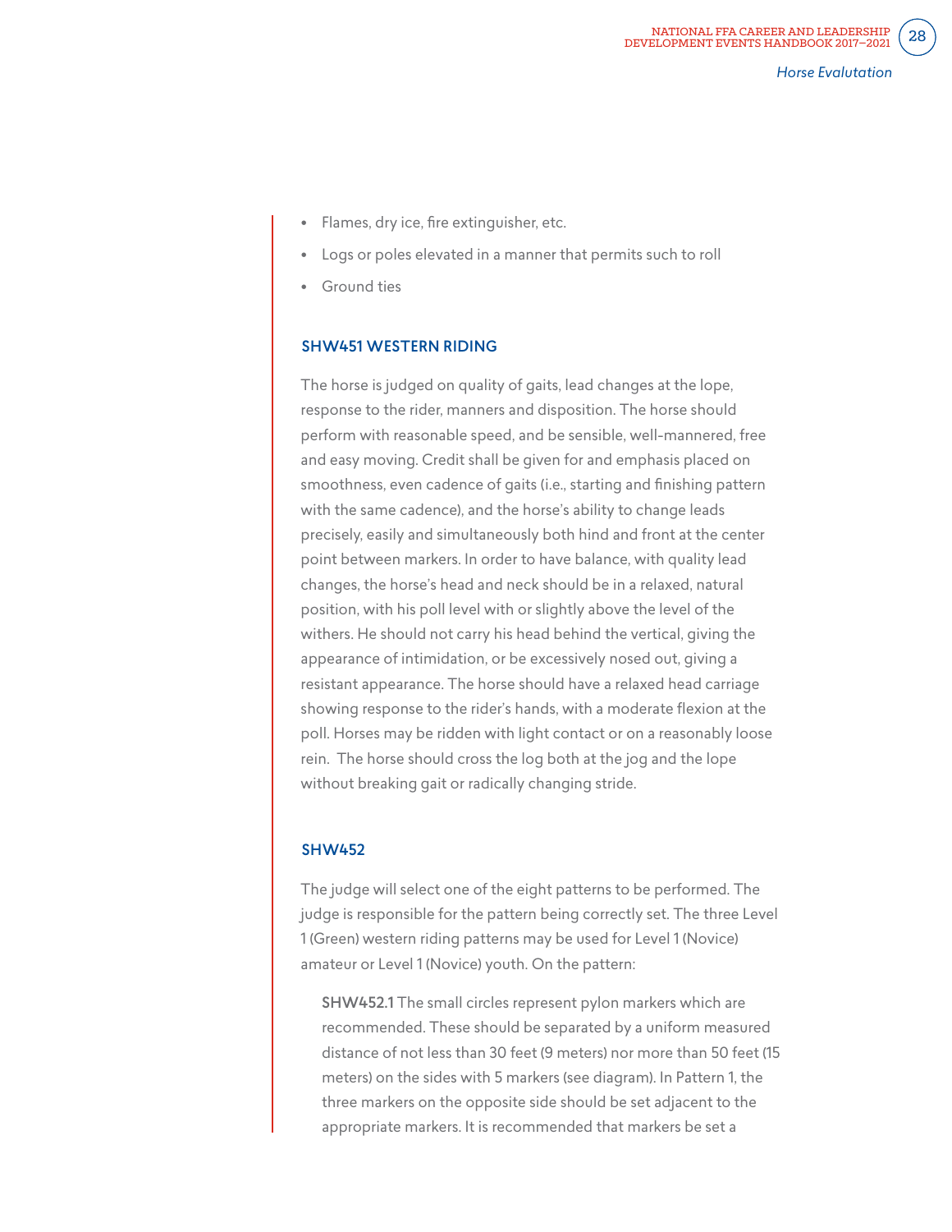- Flames, dry ice, fire extinguisher, etc.
- Logs or poles elevated in a manner that permits such to roll
- Ground ties

### SHW451 WESTERN RIDING

The horse is judged on quality of gaits, lead changes at the lope, response to the rider, manners and disposition. The horse should perform with reasonable speed, and be sensible, well-mannered, free and easy moving. Credit shall be given for and emphasis placed on smoothness, even cadence of gaits (i.e., starting and finishing pattern with the same cadence), and the horse's ability to change leads precisely, easily and simultaneously both hind and front at the center point between markers. In order to have balance, with quality lead changes, the horse's head and neck should be in a relaxed, natural position, with his poll level with or slightly above the level of the withers. He should not carry his head behind the vertical, giving the appearance of intimidation, or be excessively nosed out, giving a resistant appearance. The horse should have a relaxed head carriage showing response to the rider's hands, with a moderate flexion at the poll. Horses may be ridden with light contact or on a reasonably loose rein. The horse should cross the log both at the jog and the lope without breaking gait or radically changing stride.

### SHW452

The judge will select one of the eight patterns to be performed. The judge is responsible for the pattern being correctly set. The three Level 1 (Green) western riding patterns may be used for Level 1 (Novice) amateur or Level 1 (Novice) youth. On the pattern:

**SHW452.1** The small circles represent pylon markers which are recommended. These should be separated by a uniform measured distance of not less than 30 feet (9 meters) nor more than 50 feet (15 meters) on the sides with 5 markers (see diagram). In Pattern 1, the three markers on the opposite side should be set adjacent to the appropriate markers. It is recommended that markers be set a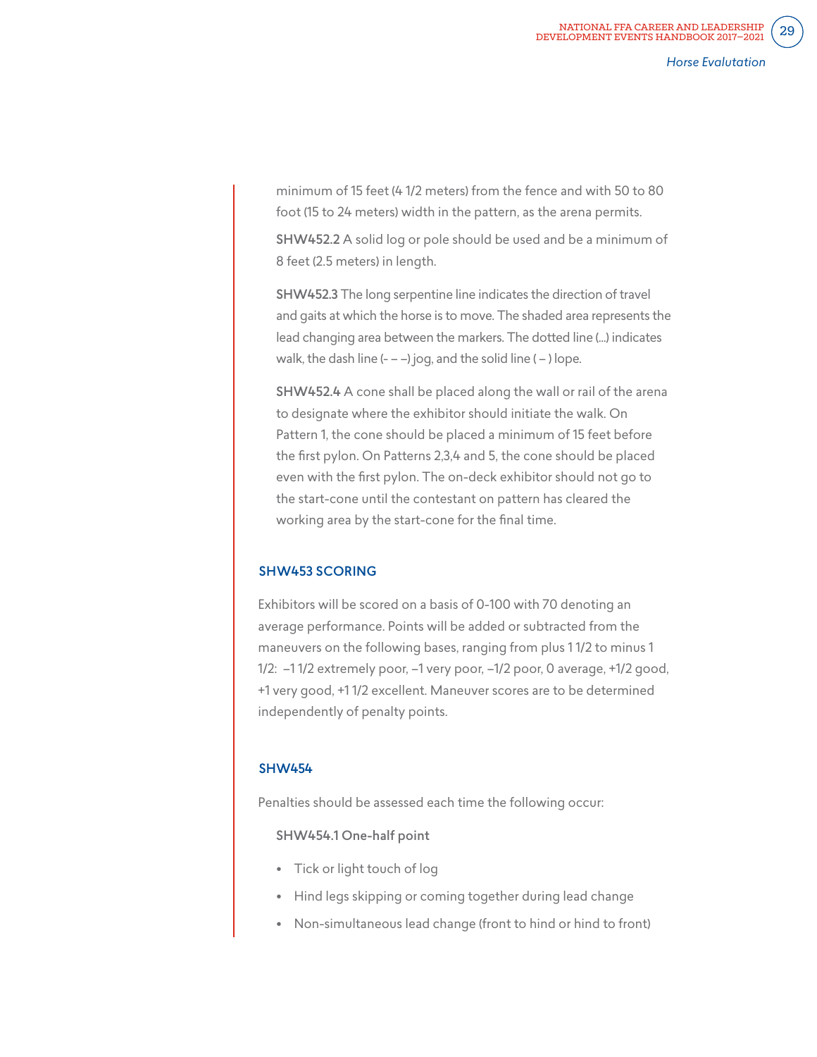minimum of 15 feet (4 1/2 meters) from the fence and with 50 to 80 foot (15 to 24 meters) width in the pattern, as the arena permits.

**SHW452.2** A solid log or pole should be used and be a minimum of 8 feet (2.5 meters) in length.

**SHW452.3** The long serpentine line indicates the direction of travel and gaits at which the horse is to move. The shaded area represents the lead changing area between the markers. The dotted line (...) indicates walk, the dash line (- – –) jog, and the solid line ( – ) lope.

**SHW452.4** A cone shall be placed along the wall or rail of the arena to designate where the exhibitor should initiate the walk. On Pattern 1, the cone should be placed a minimum of 15 feet before the first pylon. On Patterns 2,3,4 and 5, the cone should be placed even with the first pylon. The on-deck exhibitor should not go to the start-cone until the contestant on pattern has cleared the working area by the start-cone for the final time.

### SHW453 SCORING

Exhibitors will be scored on a basis of 0-100 with 70 denoting an average performance. Points will be added or subtracted from the maneuvers on the following bases, ranging from plus 1 1/2 to minus 1 1/2: –1 1/2 extremely poor, –1 very poor, –1/2 poor, 0 average, +1/2 good, +1 very good, +1 1/2 excellent. Maneuver scores are to be determined independently of penalty points.

### SHW454

Penalties should be assessed each time the following occur:

**SHW454.1 One-half point**

- Tick or light touch of log
- Hind legs skipping or coming together during lead change
- Non-simultaneous lead change (front to hind or hind to front)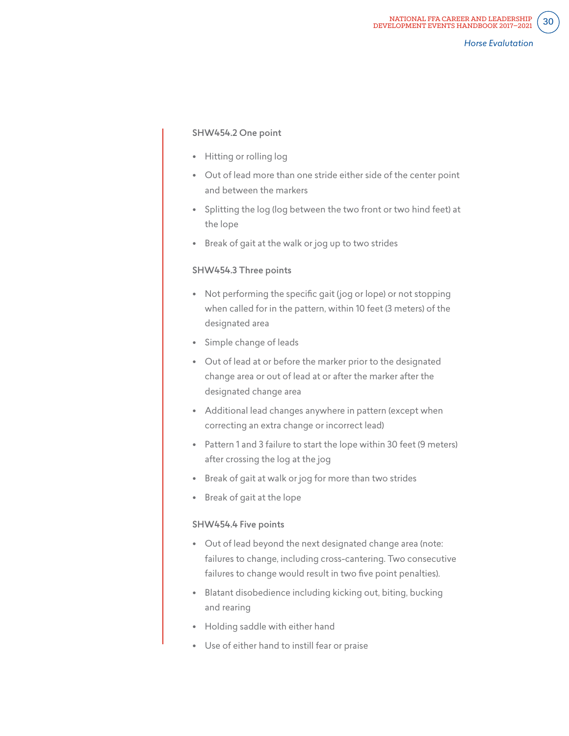#### SHW454.2 One point

- Hitting or rolling log
- Out of lead more than one stride either side of the center point and between the markers
- Splitting the log (log between the two front or two hind feet) at the lope
- Break of gait at the walk or jog up to two strides

#### SHW454.3 Three points

- Not performing the specific gait (jog or lope) or not stopping when called for in the pattern, within 10 feet (3 meters) of the designated area
- Simple change of leads
- Out of lead at or before the marker prior to the designated change area or out of lead at or after the marker after the designated change area
- Additional lead changes anywhere in pattern (except when correcting an extra change or incorrect lead)
- Pattern 1 and 3 failure to start the lope within 30 feet (9 meters) after crossing the log at the jog
- Break of gait at walk or jog for more than two strides
- Break of gait at the lope

#### SHW454.4 Five points

- Out of lead beyond the next designated change area (note: failures to change, including cross-cantering. Two consecutive failures to change would result in two five point penalties).
- Blatant disobedience including kicking out, biting, bucking and rearing
- Holding saddle with either hand
- Use of either hand to instill fear or praise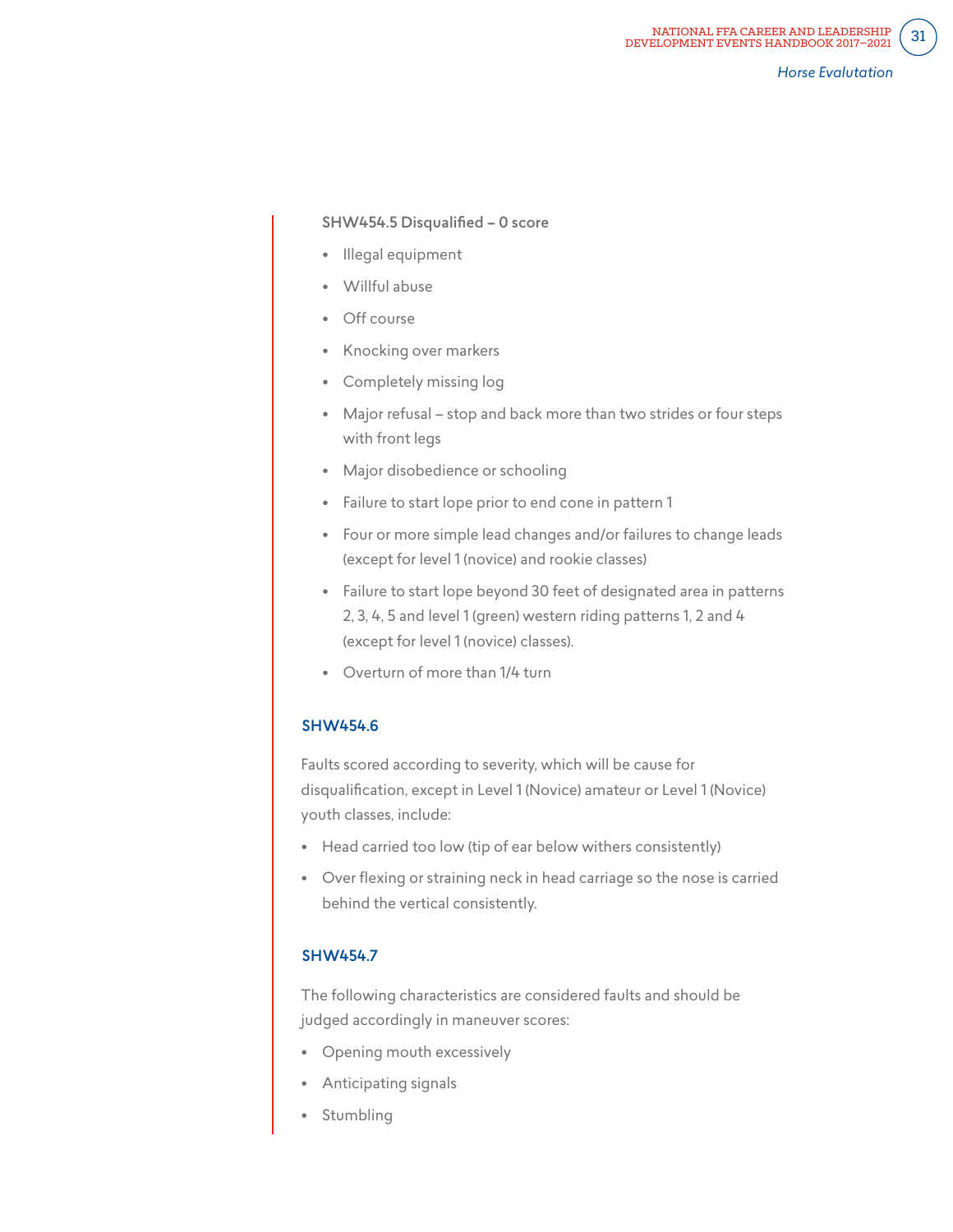SHW454.5 Disqualified – 0 score

- Illegal equipment
- Willful abuse
- Off course
- Knocking over markers
- Completely missing log
- Major refusal – stop and back more than two strides or four steps with front legs
- Major disobedience or schooling
- Failure to start lope prior to end cone in pattern 1
- Four or more simple lead changes and/or failures to change leads (except for level 1 (novice) and rookie classes)
- Failure to start lope beyond 30 feet of designated area in patterns 2, 3, 4, 5 and level 1 (green) western riding patterns 1, 2 and 4 (except for level 1 (novice) classes).
- Overturn of more than 1/4 turn

### SHW454.6

Faults scored according to severity, which will be cause for disqualification, except in Level 1 (Novice) amateur or Level 1 (Novice) youth classes, include:

- Head carried too low (tip of ear below withers consistently)
- Over flexing or straining neck in head carriage so the nose is carried behind the vertical consistently.

### SHW454.7

The following characteristics are considered faults and should be judged accordingly in maneuver scores:

- Opening mouth excessively
- Anticipating signals
- Stumbling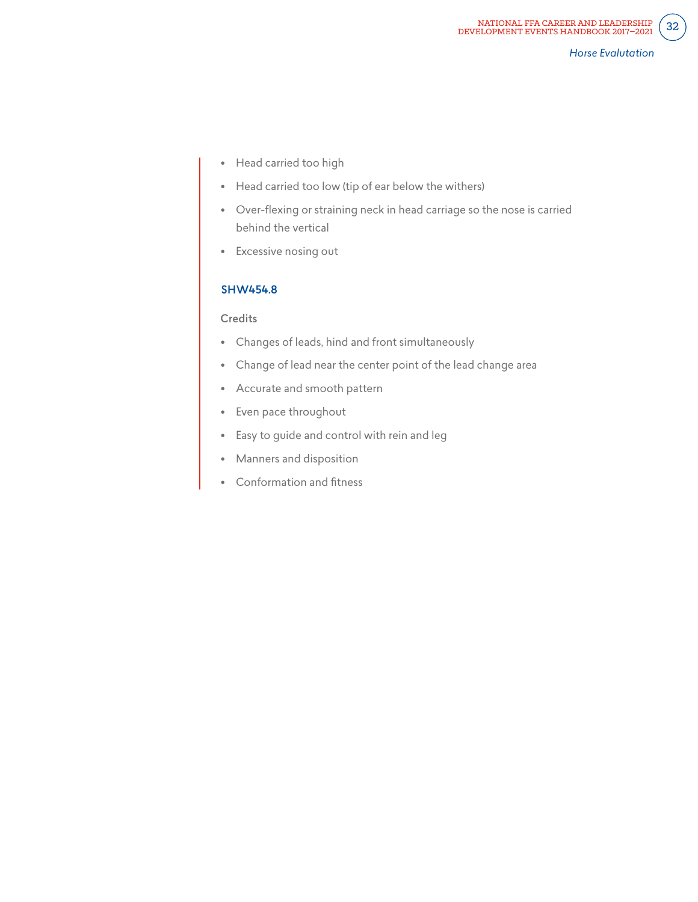- Head carried too high
- Head carried too low (tip of ear below the withers)
- Over-flexing or straining neck in head carriage so the nose is carried behind the vertical
- Excessive nosing out

### SHW454.8

Credits

- Changes of leads, hind and front simultaneously
- Change of lead near the center point of the lead change area
- Accurate and smooth pattern
- Even pace throughout
- Easy to guide and control with rein and leg
- Manners and disposition
- Conformation and fitness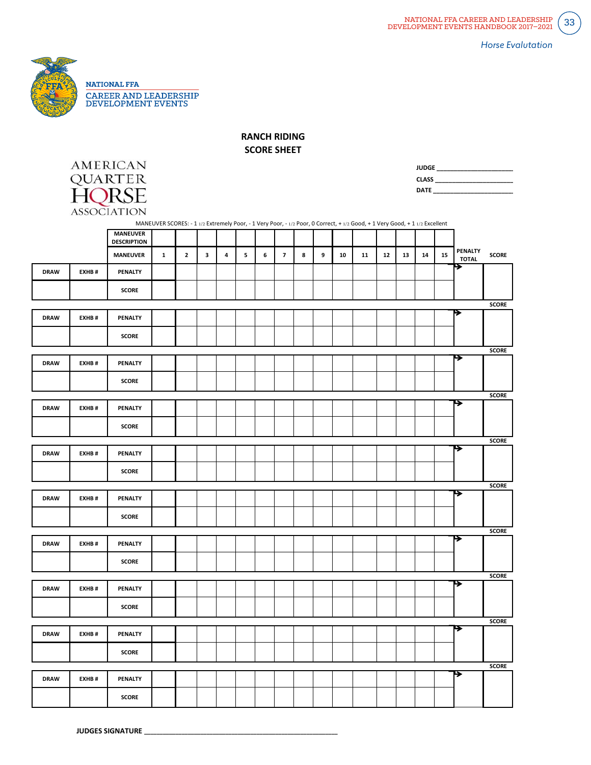NATIONAL FFA
CAREER AND LEADERSHIP
DEVELOPMENT EVENTS

## RANCH RIDING
## SCORE SHEET

AMERICAN QUARTER HORSE ASSOCIATION

JUDGE ______________________

CLASS ______________________

DATE ______________________

MANEUVER SCORES: - 1 1/2 Extremely Poor, - 1 Very Poor, - 1/2 Poor, 0 Correct, + 1/2 Good, + 1 Very Good, + 1 1/2 Excellent

| | | MANEUVER DESCRIPTION | | | | | | | | | | | | | | | | | |
|---|---|---|---|---|---|---|---|---|---|---|---|---|---|---|---|---|---|---|---|
| | | **MANEUVER** | **1** | **2** | **3** | **4** | **5** | **6** | **7** | **8** | **9** | **10** | **11** | **12** | **13** | **14** | **15** | **PENALTY TOTAL** | **SCORE** |
| **DRAW** | **EXHB #** | **PENALTY** | | | | | | | | | | | | | | | | | |
| | | **SCORE** | | | | | | | | | | | | | | | | | |
| **DRAW** | **EXHB #** | **PENALTY** | | | | | | | | | | | | | | | | | **SCORE** |
| | | **SCORE** | | | | | | | | | | | | | | | | | |
| **DRAW** | **EXHB #** | **PENALTY** | | | | | | | | | | | | | | | | | **SCORE** |
| | | **SCORE** | | | | | | | | | | | | | | | | | |
| **DRAW** | **EXHB #** | **PENALTY** | | | | | | | | | | | | | | | | | **SCORE** |
| | | **SCORE** | | | | | | | | | | | | | | | | | |
| **DRAW** | **EXHB #** | **PENALTY** | | | | | | | | | | | | | | | | | **SCORE** |
| | | **SCORE** | | | | | | | | | | | | | | | | | |
| **DRAW** | **EXHB #** | **PENALTY** | | | | | | | | | | | | | | | | | **SCORE** |
| | | **SCORE** | | | | | | | | | | | | | | | | | |
| **DRAW** | **EXHB #** | **PENALTY** | | | | | | | | | | | | | | | | | **SCORE** |
| | | **SCORE** | | | | | | | | | | | | | | | | | |
| **DRAW** | **EXHB #** | **PENALTY** | | | | | | | | | | | | | | | | | **SCORE** |
| | | **SCORE** | | | | | | | | | | | | | | | | | |
| **DRAW** | **EXHB #** | **PENALTY** | | | | | | | | | | | | | | | | | **SCORE** |
| | | **SCORE** | | | | | | | | | | | | | | | | | |
| **DRAW** | **EXHB #** | **PENALTY** | | | | | | | | | | | | | | | | | **SCORE** |
| | | **SCORE** | | | | | | | | | | | | | | | | | |

**JUDGES SIGNATURE** ____________________________________________________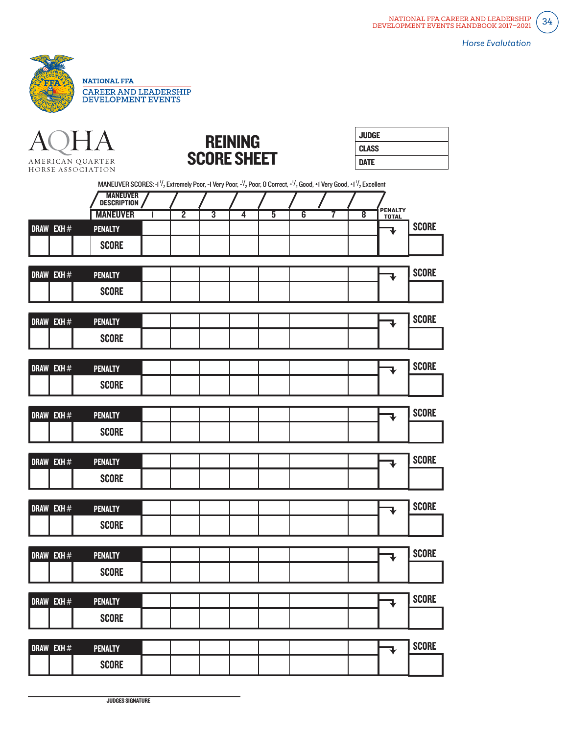NATIONAL FFA
CAREER AND LEADERSHIP
DEVELOPMENT EVENTS

AQHA
AMERICAN QUARTER HORSE ASSOCIATION

# REINING SCORE SHEET

| JUDGE | |
|---|---|
| CLASS | |
| DATE | |

MANEUVER SCORES: -1 1/2 Extremely Poor, -1 Very Poor, -1/2 Poor, 0 Correct, +1/2 Good, +1 Very Good, +1 1/2 Excellent

| DRAW | EXH # | MANEUVER DESCRIPTION | | | | | | | | | PENALTY TOTAL | SCORE |
|---|---|---|---|---|---|---|---|---|---|---|---|---|
| | | MANEUVER | 1 | 2 | 3 | 4 | 5 | 6 | 7 | 8 | | |
| | | PENALTY | | | | | | | | | | |
| | | SCORE | | | | | | | | | | |
| | | PENALTY | | | | | | | | | | |
| | | SCORE | | | | | | | | | | |
| | | PENALTY | | | | | | | | | | |
| | | SCORE | | | | | | | | | | |
| | | PENALTY | | | | | | | | | | |
| | | SCORE | | | | | | | | | | |
| | | PENALTY | | | | | | | | | | |
| | | SCORE | | | | | | | | | | |
| | | PENALTY | | | | | | | | | | |
| | | SCORE | | | | | | | | | | |
| | | PENALTY | | | | | | | | | | |
| | | SCORE | | | | | | | | | | |
| | | PENALTY | | | | | | | | | | |
| | | SCORE | | | | | | | | | | |
| | | PENALTY | | | | | | | | | | |
| | | SCORE | | | | | | | | | | |
| | | PENALTY | | | | | | | | | | |
| | | SCORE | | | | | | | | | | |

JUDGES SIGNATURE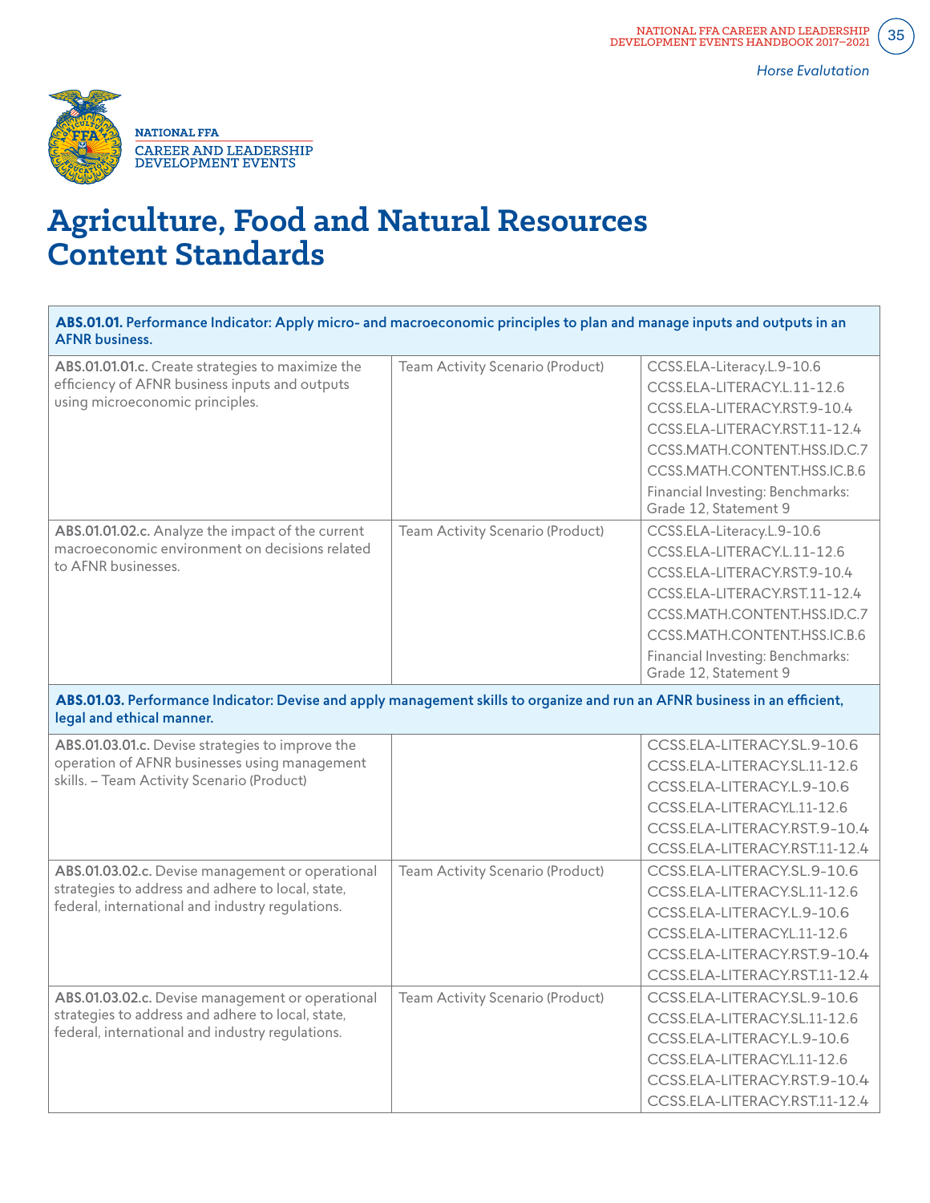NATIONAL FFA
CAREER AND LEADERSHIP
DEVELOPMENT EVENTS

# Agriculture, Food and Natural Resources Content Standards

| **ABS.01.01.** Performance Indicator: Apply micro- and macroeconomic principles to plan and manage inputs and outputs in an AFNR business. | | |
|---|---|---|
| **ABS.01.01.01.c.** Create strategies to maximize the efficiency of AFNR business inputs and outputs using microeconomic principles. | Team Activity Scenario (Product) | CCSS.ELA-Literacy.L.9-10.6<br>CCSS.ELA-LITERACY.L.11-12.6<br>CCSS.ELA-LITERACY.RST.9-10.4<br>CCSS.ELA-LITERACY.RST.11-12.4<br>CCSS.MATH.CONTENT.HSS.ID.C.7<br>CCSS.MATH.CONTENT.HSS.IC.B.6<br>Financial Investing: Benchmarks: Grade 12, Statement 9 |
| **ABS.01.01.02.c.** Analyze the impact of the current macroeconomic environment on decisions related to AFNR businesses. | Team Activity Scenario (Product) | CCSS.ELA-Literacy.L.9-10.6<br>CCSS.ELA-LITERACY.L.11-12.6<br>CCSS.ELA-LITERACY.RST.9-10.4<br>CCSS.ELA-LITERACY.RST.11-12.4<br>CCSS.MATH.CONTENT.HSS.ID.C.7<br>CCSS.MATH.CONTENT.HSS.IC.B.6<br>Financial Investing: Benchmarks: Grade 12, Statement 9 |
| **ABS.01.03.** Performance Indicator: Devise and apply management skills to organize and run an AFNR business in an efficient, legal and ethical manner. | | |
| **ABS.01.03.01.c.** Devise strategies to improve the operation of AFNR businesses using management skills. – Team Activity Scenario (Product) | | CCSS.ELA-LITERACY.SL.9-10.6<br>CCSS.ELA-LITERACY.SL.11-12.6<br>CCSS.ELA-LITERACY.L.9-10.6<br>CCSS.ELA-LITERACY.L.11-12.6<br>CCSS.ELA-LITERACY.RST.9-10.4<br>CCSS.ELA-LITERACY.RST.11-12.4 |
| **ABS.01.03.02.c.** Devise management or operational strategies to address and adhere to local, state, federal, international and industry regulations. | Team Activity Scenario (Product) | CCSS.ELA-LITERACY.SL.9-10.6<br>CCSS.ELA-LITERACY.SL.11-12.6<br>CCSS.ELA-LITERACY.L.9-10.6<br>CCSS.ELA-LITERACY.L.11-12.6<br>CCSS.ELA-LITERACY.RST.9-10.4<br>CCSS.ELA-LITERACY.RST.11-12.4 |
| **ABS.01.03.02.c.** Devise management or operational strategies to address and adhere to local, state, federal, international and industry regulations. | Team Activity Scenario (Product) | CCSS.ELA-LITERACY.SL.9-10.6<br>CCSS.ELA-LITERACY.SL.11-12.6<br>CCSS.ELA-LITERACY.L.9-10.6<br>CCSS.ELA-LITERACY.L.11-12.6<br>CCSS.ELA-LITERACY.RST.9-10.4<br>CCSS.ELA-LITERACY.RST.11-12.4 |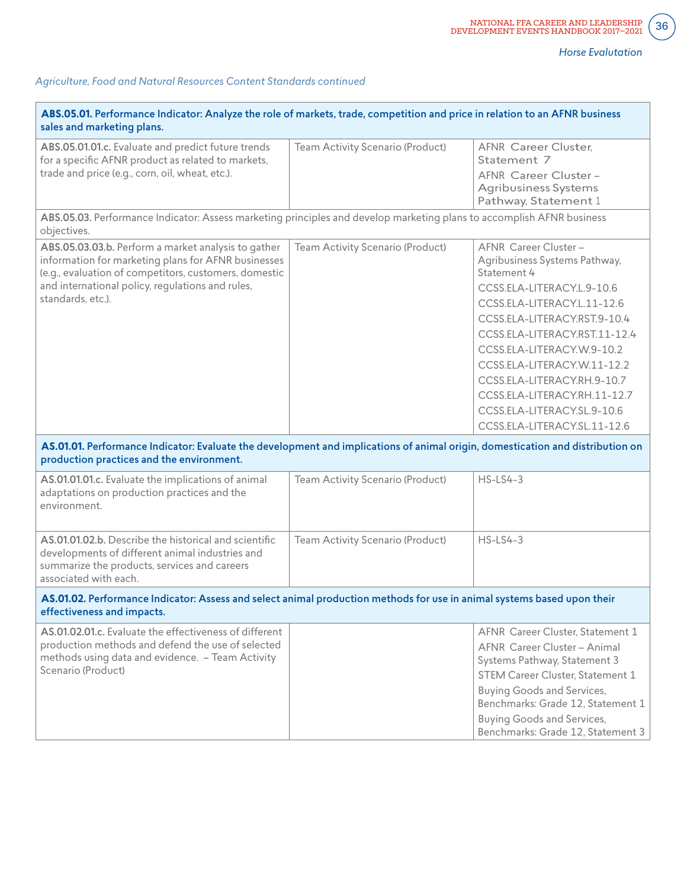*Horse Evaluation*

*Agriculture, Food and Natural Resources Content Standards continued*

| **ABS.05.01. Performance Indicator: Analyze the role of markets, trade, competition and price in relation to an AFNR business sales and marketing plans.** | | |
|---|---|---|
| **ABS.05.01.01.c.** Evaluate and predict future trends for a specific AFNR product as related to markets, trade and price (e.g., corn, oil, wheat, etc.). | Team Activity Scenario (Product) | AFNR Career Cluster, Statement 7<br>AFNR Career Cluster – Agribusiness Systems Pathway, Statement 1 |
| **ABS.05.03.** Performance Indicator: Assess marketing principles and develop marketing plans to accomplish AFNR business objectives. | | |
| **ABS.05.03.03.b.** Perform a market analysis to gather information for marketing plans for AFNR businesses (e.g., evaluation of competitors, customers, domestic and international policy, regulations and rules, standards, etc.). | Team Activity Scenario (Product) | AFNR Career Cluster – Agribusiness Systems Pathway, Statement 4<br>CCSS.ELA-LITERACY.L.9-10.6<br>CCSS.ELA-LITERACY.L.11-12.6<br>CCSS.ELA-LITERACY.RST.9-10.4<br>CCSS.ELA-LITERACY.RST.11-12.4<br>CCSS.ELA-LITERACY.W.9-10.2<br>CCSS.ELA-LITERACY.W.11-12.2<br>CCSS.ELA-LITERACY.RH.9-10.7<br>CCSS.ELA-LITERACY.RH.11-12.7<br>CCSS.ELA-LITERACY.SL.9-10.6<br>CCSS.ELA-LITERACY.SL.11-12.6 |
| **AS.01.01. Performance Indicator: Evaluate the development and implications of animal origin, domestication and distribution on production practices and the environment.** | | |
| **AS.01.01.01.c.** Evaluate the implications of animal adaptations on production practices and the environment. | Team Activity Scenario (Product) | HS-LS4-3 |
| **AS.01.01.02.b.** Describe the historical and scientific developments of different animal industries and summarize the products, services and careers associated with each. | Team Activity Scenario (Product) | HS-LS4-3 |
| **AS.01.02. Performance Indicator: Assess and select animal production methods for use in animal systems based upon their effectiveness and impacts.** | | |
| **AS.01.02.01.c.** Evaluate the effectiveness of different production methods and defend the use of selected methods using data and evidence. – Team Activity Scenario (Product) | | AFNR Career Cluster, Statement 1<br>AFNR Career Cluster – Animal Systems Pathway, Statement 3<br>STEM Career Cluster, Statement 1<br>Buying Goods and Services, Benchmarks: Grade 12, Statement 1<br>Buying Goods and Services, Benchmarks: Grade 12, Statement 3 |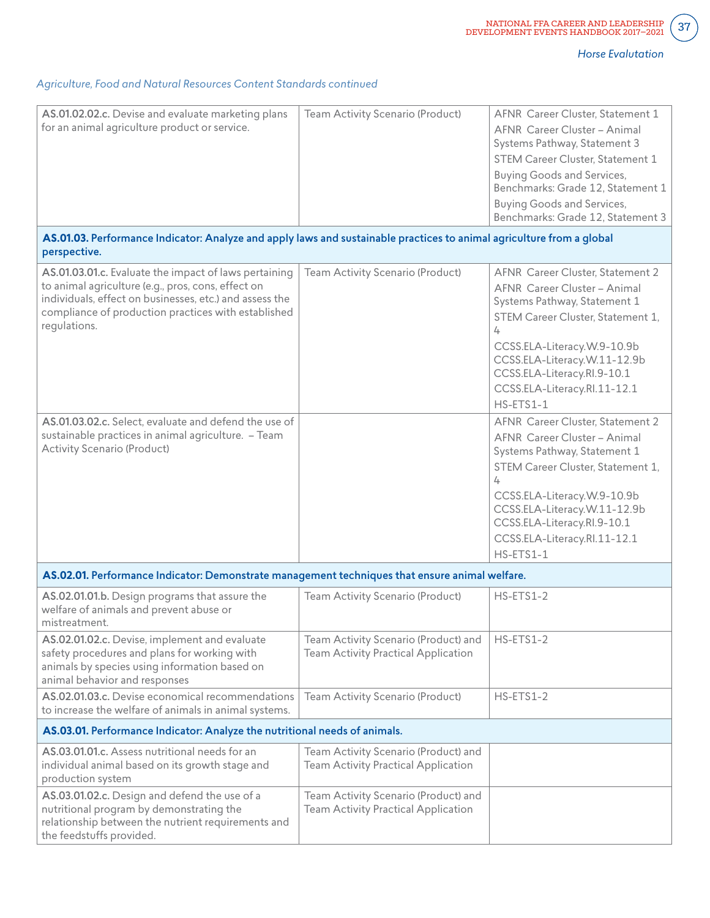*Agriculture, Food and Natural Resources Content Standards continued*

| | | |
|---|---|---|
| **AS.01.02.02.c.** Devise and evaluate marketing plans for an animal agriculture product or service. | Team Activity Scenario (Product) | AFNR Career Cluster, Statement 1<br>AFNR Career Cluster – Animal Systems Pathway, Statement 3<br>STEM Career Cluster, Statement 1<br>Buying Goods and Services, Benchmarks: Grade 12, Statement 1<br>Buying Goods and Services, Benchmarks: Grade 12, Statement 3 |
| **AS.01.03. Performance Indicator: Analyze and apply laws and sustainable practices to animal agriculture from a global perspective.** | | |
| **AS.01.03.01.c.** Evaluate the impact of laws pertaining to animal agriculture (e.g., pros, cons, effect on individuals, effect on businesses, etc.) and assess the compliance of production practices with established regulations. | Team Activity Scenario (Product) | AFNR Career Cluster, Statement 2<br>AFNR Career Cluster – Animal Systems Pathway, Statement 1<br>STEM Career Cluster, Statement 1, 4<br>CCSS.ELA-Literacy.W.9-10.9b<br>CCSS.ELA-Literacy.W.11-12.9b<br>CCSS.ELA-Literacy.RI.9-10.1<br>CCSS.ELA-Literacy.RI.11-12.1<br>HS-ETS1-1 |
| **AS.01.03.02.c.** Select, evaluate and defend the use of sustainable practices in animal agriculture. – Team Activity Scenario (Product) | | AFNR Career Cluster, Statement 2<br>AFNR Career Cluster – Animal Systems Pathway, Statement 1<br>STEM Career Cluster, Statement 1, 4<br>CCSS.ELA-Literacy.W.9-10.9b<br>CCSS.ELA-Literacy.W.11-12.9b<br>CCSS.ELA-Literacy.RI.9-10.1<br>CCSS.ELA-Literacy.RI.11-12.1<br>HS-ETS1-1 |
| **AS.02.01. Performance Indicator: Demonstrate management techniques that ensure animal welfare.** | | |
| **AS.02.01.01.b.** Design programs that assure the welfare of animals and prevent abuse or mistreatment. | Team Activity Scenario (Product) | HS-ETS1-2 |
| **AS.02.01.02.c.** Devise, implement and evaluate safety procedures and plans for working with animals by species using information based on animal behavior and responses | Team Activity Scenario (Product) and Team Activity Practical Application | HS-ETS1-2 |
| **AS.02.01.03.c.** Devise economical recommendations to increase the welfare of animals in animal systems. | Team Activity Scenario (Product) | HS-ETS1-2 |
| **AS.03.01. Performance Indicator: Analyze the nutritional needs of animals.** | | |
| **AS.03.01.01.c.** Assess nutritional needs for an individual animal based on its growth stage and production system | Team Activity Scenario (Product) and Team Activity Practical Application | |
| **AS.03.01.02.c.** Design and defend the use of a nutritional program by demonstrating the relationship between the nutrient requirements and the feedstuffs provided. | Team Activity Scenario (Product) and Team Activity Practical Application | |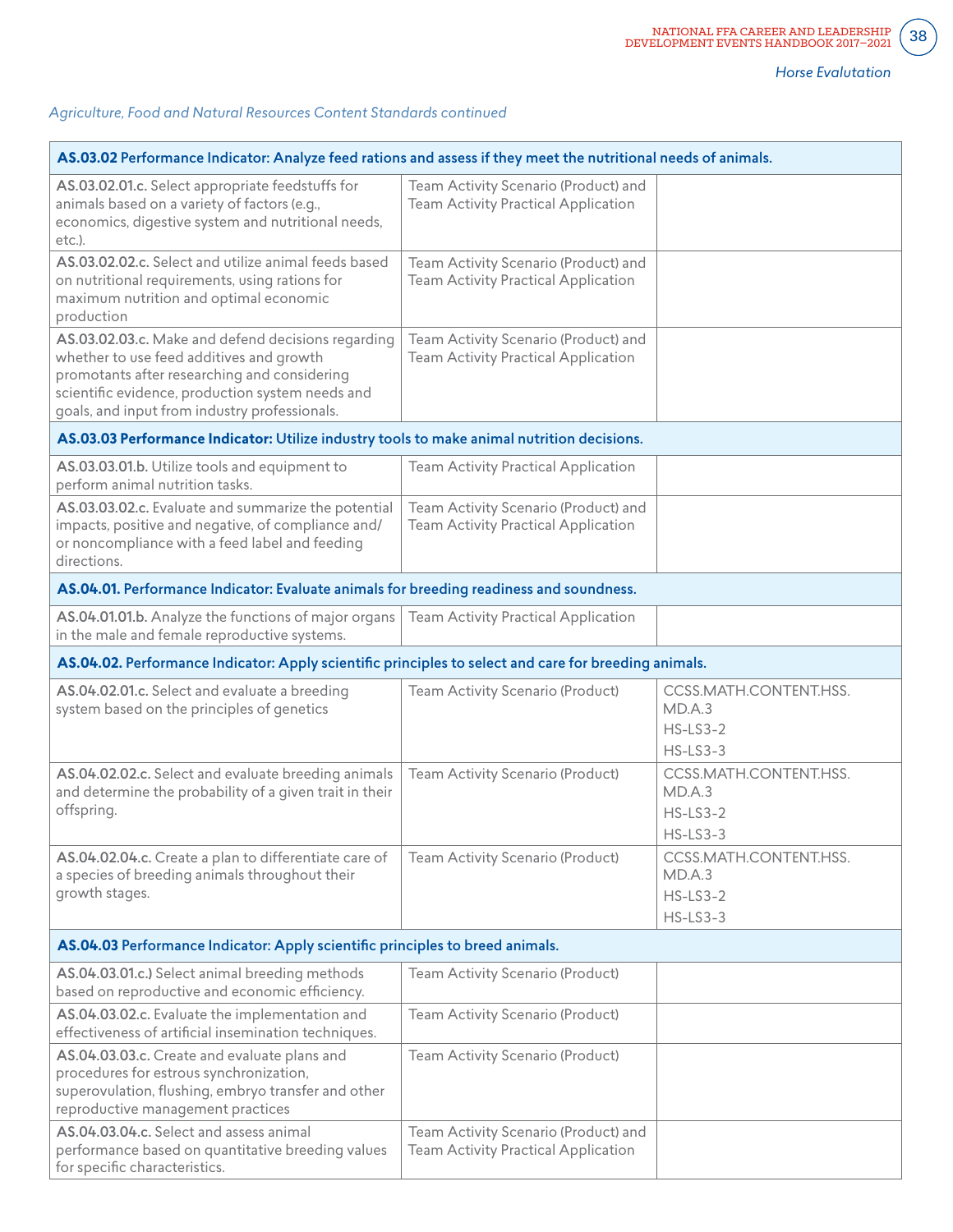*Agriculture, Food and Natural Resources Content Standards continued*

| | | |
|---|---|---|
| **AS.03.02 Performance Indicator: Analyze feed rations and assess if they meet the nutritional needs of animals.** | | |
| **AS.03.02.01.c.** Select appropriate feedstuffs for animals based on a variety of factors (e.g., economics, digestive system and nutritional needs, etc.). | Team Activity Scenario (Product) and Team Activity Practical Application | |
| **AS.03.02.02.c.** Select and utilize animal feeds based on nutritional requirements, using rations for maximum nutrition and optimal economic production | Team Activity Scenario (Product) and Team Activity Practical Application | |
| **AS.03.02.03.c.** Make and defend decisions regarding whether to use feed additives and growth promotants after researching and considering scientific evidence, production system needs and goals, and input from industry professionals. | Team Activity Scenario (Product) and Team Activity Practical Application | |
| **AS.03.03 Performance Indicator:** Utilize industry tools to make animal nutrition decisions. | | |
| **AS.03.03.01.b.** Utilize tools and equipment to perform animal nutrition tasks. | Team Activity Practical Application | |
| **AS.03.03.02.c.** Evaluate and summarize the potential impacts, positive and negative, of compliance and/or noncompliance with a feed label and feeding directions. | Team Activity Scenario (Product) and Team Activity Practical Application | |
| **AS.04.01. Performance Indicator: Evaluate animals for breeding readiness and soundness.** | | |
| **AS.04.01.01.b.** Analyze the functions of major organs in the male and female reproductive systems. | Team Activity Practical Application | |
| **AS.04.02. Performance Indicator: Apply scientific principles to select and care for breeding animals.** | | |
| **AS.04.02.01.c.** Select and evaluate a breeding system based on the principles of genetics | Team Activity Scenario (Product) | CCSS.MATH.CONTENT.HSS.MD.A.3<br>HS-LS3-2<br>HS-LS3-3 |
| **AS.04.02.02.c.** Select and evaluate breeding animals and determine the probability of a given trait in their offspring. | Team Activity Scenario (Product) | CCSS.MATH.CONTENT.HSS.MD.A.3<br>HS-LS3-2<br>HS-LS3-3 |
| **AS.04.02.04.c.** Create a plan to differentiate care of a species of breeding animals throughout their growth stages. | Team Activity Scenario (Product) | CCSS.MATH.CONTENT.HSS.MD.A.3<br>HS-LS3-2<br>HS-LS3-3 |
| **AS.04.03 Performance Indicator: Apply scientific principles to breed animals.** | | |
| **AS.04.03.01.c.)** Select animal breeding methods based on reproductive and economic efficiency. | Team Activity Scenario (Product) | |
| **AS.04.03.02.c.** Evaluate the implementation and effectiveness of artificial insemination techniques. | Team Activity Scenario (Product) | |
| **AS.04.03.03.c.** Create and evaluate plans and procedures for estrous synchronization, superovulation, flushing, embryo transfer and other reproductive management practices | Team Activity Scenario (Product) | |
| **AS.04.03.04.c.** Select and assess animal performance based on quantitative breeding values for specific characteristics. | Team Activity Scenario (Product) and Team Activity Practical Application | |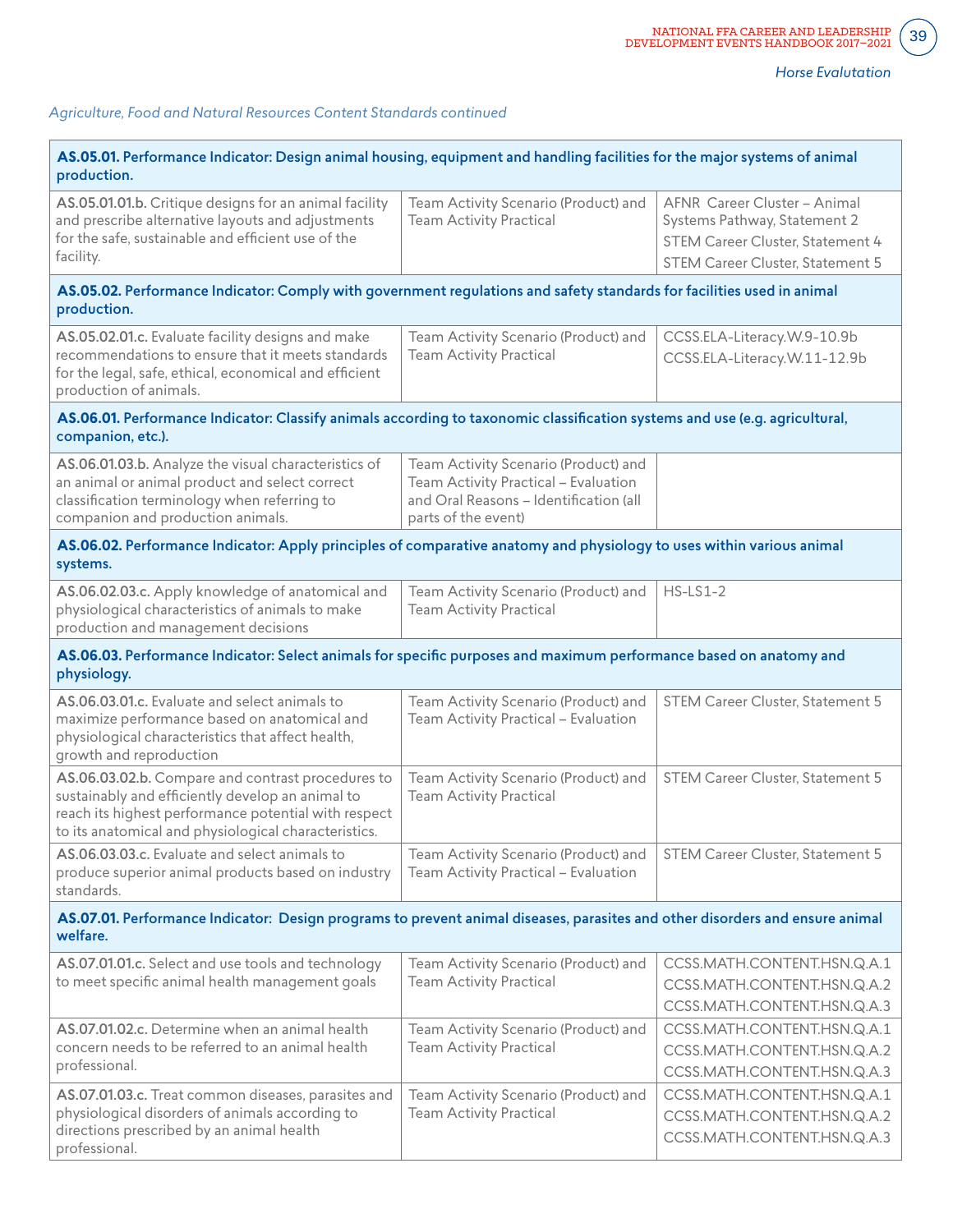*Agriculture, Food and Natural Resources Content Standards continued*

| | | |
|---|---|---|
| **AS.05.01. Performance Indicator: Design animal housing, equipment and handling facilities for the major systems of animal production.** | | |
| **AS.05.01.01.b.** Critique designs for an animal facility and prescribe alternative layouts and adjustments for the safe, sustainable and efficient use of the facility. | Team Activity Scenario (Product) and Team Activity Practical | AFNR Career Cluster – Animal Systems Pathway, Statement 2<br>STEM Career Cluster, Statement 4<br>STEM Career Cluster, Statement 5 |
| **AS.05.02. Performance Indicator: Comply with government regulations and safety standards for facilities used in animal production.** | | |
| **AS.05.02.01.c.** Evaluate facility designs and make recommendations to ensure that it meets standards for the legal, safe, ethical, economical and efficient production of animals. | Team Activity Scenario (Product) and Team Activity Practical | CCSS.ELA-Literacy.W.9-10.9b<br>CCSS.ELA-Literacy.W.11-12.9b |
| **AS.06.01. Performance Indicator: Classify animals according to taxonomic classification systems and use (e.g. agricultural, companion, etc.).** | | |
| **AS.06.01.03.b.** Analyze the visual characteristics of an animal or animal product and select correct classification terminology when referring to companion and production animals. | Team Activity Scenario (Product) and Team Activity Practical – Evaluation and Oral Reasons – Identification (all parts of the event) | |
| **AS.06.02. Performance Indicator: Apply principles of comparative anatomy and physiology to uses within various animal systems.** | | |
| **AS.06.02.03.c.** Apply knowledge of anatomical and physiological characteristics of animals to make production and management decisions | Team Activity Scenario (Product) and Team Activity Practical | HS-LS1-2 |
| **AS.06.03. Performance Indicator: Select animals for specific purposes and maximum performance based on anatomy and physiology.** | | |
| **AS.06.03.01.c.** Evaluate and select animals to maximize performance based on anatomical and physiological characteristics that affect health, growth and reproduction | Team Activity Scenario (Product) and Team Activity Practical – Evaluation | STEM Career Cluster, Statement 5 |
| **AS.06.03.02.b.** Compare and contrast procedures to sustainably and efficiently develop an animal to reach its highest performance potential with respect to its anatomical and physiological characteristics. | Team Activity Scenario (Product) and Team Activity Practical | STEM Career Cluster, Statement 5 |
| **AS.06.03.03.c.** Evaluate and select animals to produce superior animal products based on industry standards. | Team Activity Scenario (Product) and Team Activity Practical – Evaluation | STEM Career Cluster, Statement 5 |
| **AS.07.01. Performance Indicator: Design programs to prevent animal diseases, parasites and other disorders and ensure animal welfare.** | | |
| **AS.07.01.01.c.** Select and use tools and technology to meet specific animal health management goals | Team Activity Scenario (Product) and Team Activity Practical | CCSS.MATH.CONTENT.HSN.Q.A.1<br>CCSS.MATH.CONTENT.HSN.Q.A.2<br>CCSS.MATH.CONTENT.HSN.Q.A.3 |
| **AS.07.01.02.c.** Determine when an animal health concern needs to be referred to an animal health professional. | Team Activity Scenario (Product) and Team Activity Practical | CCSS.MATH.CONTENT.HSN.Q.A.1<br>CCSS.MATH.CONTENT.HSN.Q.A.2<br>CCSS.MATH.CONTENT.HSN.Q.A.3 |
| **AS.07.01.03.c.** Treat common diseases, parasites and physiological disorders of animals according to directions prescribed by an animal health professional. | Team Activity Scenario (Product) and Team Activity Practical | CCSS.MATH.CONTENT.HSN.Q.A.1<br>CCSS.MATH.CONTENT.HSN.Q.A.2<br>CCSS.MATH.CONTENT.HSN.Q.A.3 |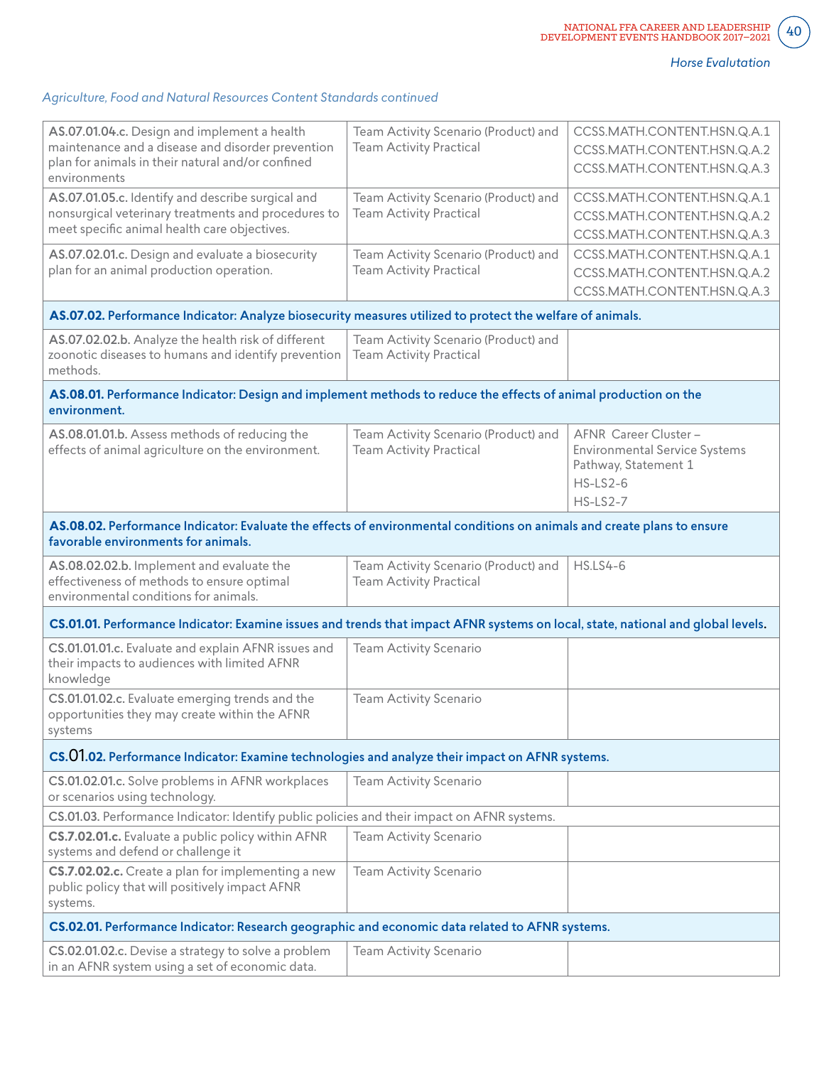*Horse Evalutation*

*Agriculture, Food and Natural Resources Content Standards continued*

| | | |
|---|---|---|
| **AS.07.01.04.c.** Design and implement a health maintenance and a disease and disorder prevention plan for animals in their natural and/or confined environments | Team Activity Scenario (Product) and Team Activity Practical | CCSS.MATH.CONTENT.HSN.Q.A.1<br>CCSS.MATH.CONTENT.HSN.Q.A.2<br>CCSS.MATH.CONTENT.HSN.Q.A.3 |
| **AS.07.01.05.c.** Identify and describe surgical and nonsurgical veterinary treatments and procedures to meet specific animal health care objectives. | Team Activity Scenario (Product) and Team Activity Practical | CCSS.MATH.CONTENT.HSN.Q.A.1<br>CCSS.MATH.CONTENT.HSN.Q.A.2<br>CCSS.MATH.CONTENT.HSN.Q.A.3 |
| **AS.07.02.01.c.** Design and evaluate a biosecurity plan for an animal production operation. | Team Activity Scenario (Product) and Team Activity Practical | CCSS.MATH.CONTENT.HSN.Q.A.1<br>CCSS.MATH.CONTENT.HSN.Q.A.2<br>CCSS.MATH.CONTENT.HSN.Q.A.3 |
| **AS.07.02. Performance Indicator: Analyze biosecurity measures utilized to protect the welfare of animals.** | | |
| **AS.07.02.02.b.** Analyze the health risk of different zoonotic diseases to humans and identify prevention methods. | Team Activity Scenario (Product) and Team Activity Practical | |
| **AS.08.01. Performance Indicator: Design and implement methods to reduce the effects of animal production on the environment.** | | |
| **AS.08.01.01.b.** Assess methods of reducing the effects of animal agriculture on the environment. | Team Activity Scenario (Product) and Team Activity Practical | AFNR Career Cluster – Environmental Service Systems Pathway, Statement 1<br>HS-LS2-6<br>HS-LS2-7 |
| **AS.08.02. Performance Indicator: Evaluate the effects of environmental conditions on animals and create plans to ensure favorable environments for animals.** | | |
| **AS.08.02.02.b.** Implement and evaluate the effectiveness of methods to ensure optimal environmental conditions for animals. | Team Activity Scenario (Product) and Team Activity Practical | HS.LS4-6 |
| **CS.01.01. Performance Indicator: Examine issues and trends that impact AFNR systems on local, state, national and global levels.** | | |
| **CS.01.01.01.c.** Evaluate and explain AFNR issues and their impacts to audiences with limited AFNR knowledge | Team Activity Scenario | |
| **CS.01.01.02.c.** Evaluate emerging trends and the opportunities they may create within the AFNR systems | Team Activity Scenario | |
| **CS.01.02. Performance Indicator: Examine technologies and analyze their impact on AFNR systems.** | | |
| **CS.01.02.01.c.** Solve problems in AFNR workplaces or scenarios using technology. | Team Activity Scenario | |
| CS.01.03. Performance Indicator: Identify public policies and their impact on AFNR systems. | | |
| **CS.7.02.01.c.** Evaluate a public policy within AFNR systems and defend or challenge it | Team Activity Scenario | |
| **CS.7.02.02.c.** Create a plan for implementing a new public policy that will positively impact AFNR systems. | Team Activity Scenario | |
| **CS.02.01. Performance Indicator: Research geographic and economic data related to AFNR systems.** | | |
| **CS.02.01.02.c.** Devise a strategy to solve a problem in an AFNR system using a set of economic data. | Team Activity Scenario | |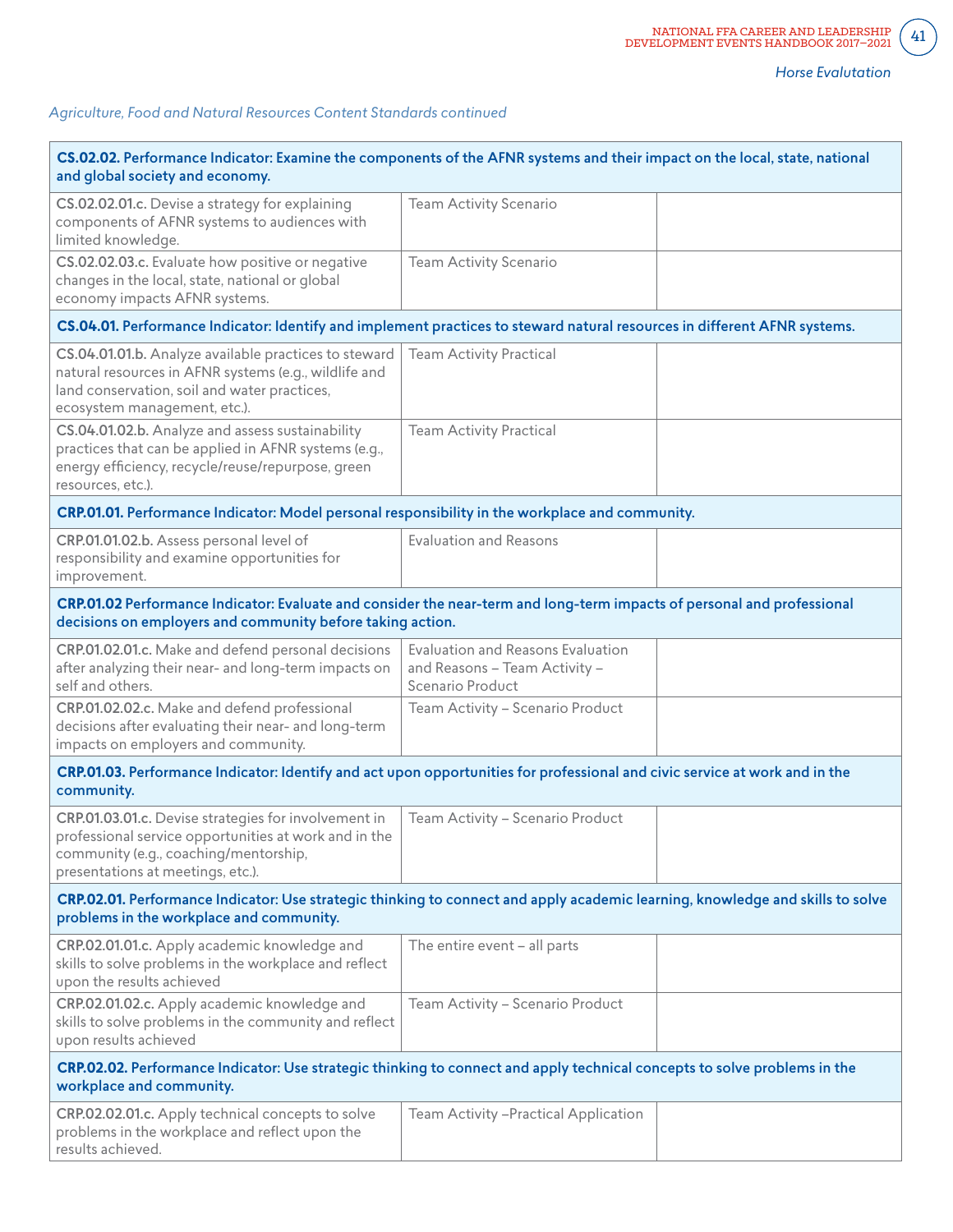*Agriculture, Food and Natural Resources Content Standards continued*

| | | |
|---|---|---|
| **CS.02.02. Performance Indicator: Examine the components of the AFNR systems and their impact on the local, state, national and global society and economy.** | | |
| **CS.02.02.01.c.** Devise a strategy for explaining components of AFNR systems to audiences with limited knowledge. | Team Activity Scenario | |
| **CS.02.02.03.c.** Evaluate how positive or negative changes in the local, state, national or global economy impacts AFNR systems. | Team Activity Scenario | |
| **CS.04.01. Performance Indicator: Identify and implement practices to steward natural resources in different AFNR systems.** | | |
| **CS.04.01.01.b.** Analyze available practices to steward natural resources in AFNR systems (e.g., wildlife and land conservation, soil and water practices, ecosystem management, etc.). | Team Activity Practical | |
| **CS.04.01.02.b.** Analyze and assess sustainability practices that can be applied in AFNR systems (e.g., energy efficiency, recycle/reuse/repurpose, green resources, etc.). | Team Activity Practical | |
| **CRP.01.01. Performance Indicator: Model personal responsibility in the workplace and community.** | | |
| **CRP.01.01.02.b.** Assess personal level of responsibility and examine opportunities for improvement. | Evaluation and Reasons | |
| **CRP.01.02 Performance Indicator: Evaluate and consider the near-term and long-term impacts of personal and professional decisions on employers and community before taking action.** | | |
| **CRP.01.02.01.c.** Make and defend personal decisions after analyzing their near- and long-term impacts on self and others. | Evaluation and Reasons Evaluation and Reasons – Team Activity – Scenario Product | |
| **CRP.01.02.02.c.** Make and defend professional decisions after evaluating their near- and long-term impacts on employers and community. | Team Activity – Scenario Product | |
| **CRP.01.03. Performance Indicator: Identify and act upon opportunities for professional and civic service at work and in the community.** | | |
| **CRP.01.03.01.c.** Devise strategies for involvement in professional service opportunities at work and in the community (e.g., coaching/mentorship, presentations at meetings, etc.). | Team Activity – Scenario Product | |
| **CRP.02.01. Performance Indicator: Use strategic thinking to connect and apply academic learning, knowledge and skills to solve problems in the workplace and community.** | | |
| **CRP.02.01.01.c.** Apply academic knowledge and skills to solve problems in the workplace and reflect upon the results achieved | The entire event – all parts | |
| **CRP.02.01.02.c.** Apply academic knowledge and skills to solve problems in the community and reflect upon results achieved | Team Activity – Scenario Product | |
| **CRP.02.02. Performance Indicator: Use strategic thinking to connect and apply technical concepts to solve problems in the workplace and community.** | | |
| **CRP.02.02.01.c.** Apply technical concepts to solve problems in the workplace and reflect upon the results achieved. | Team Activity –Practical Application | |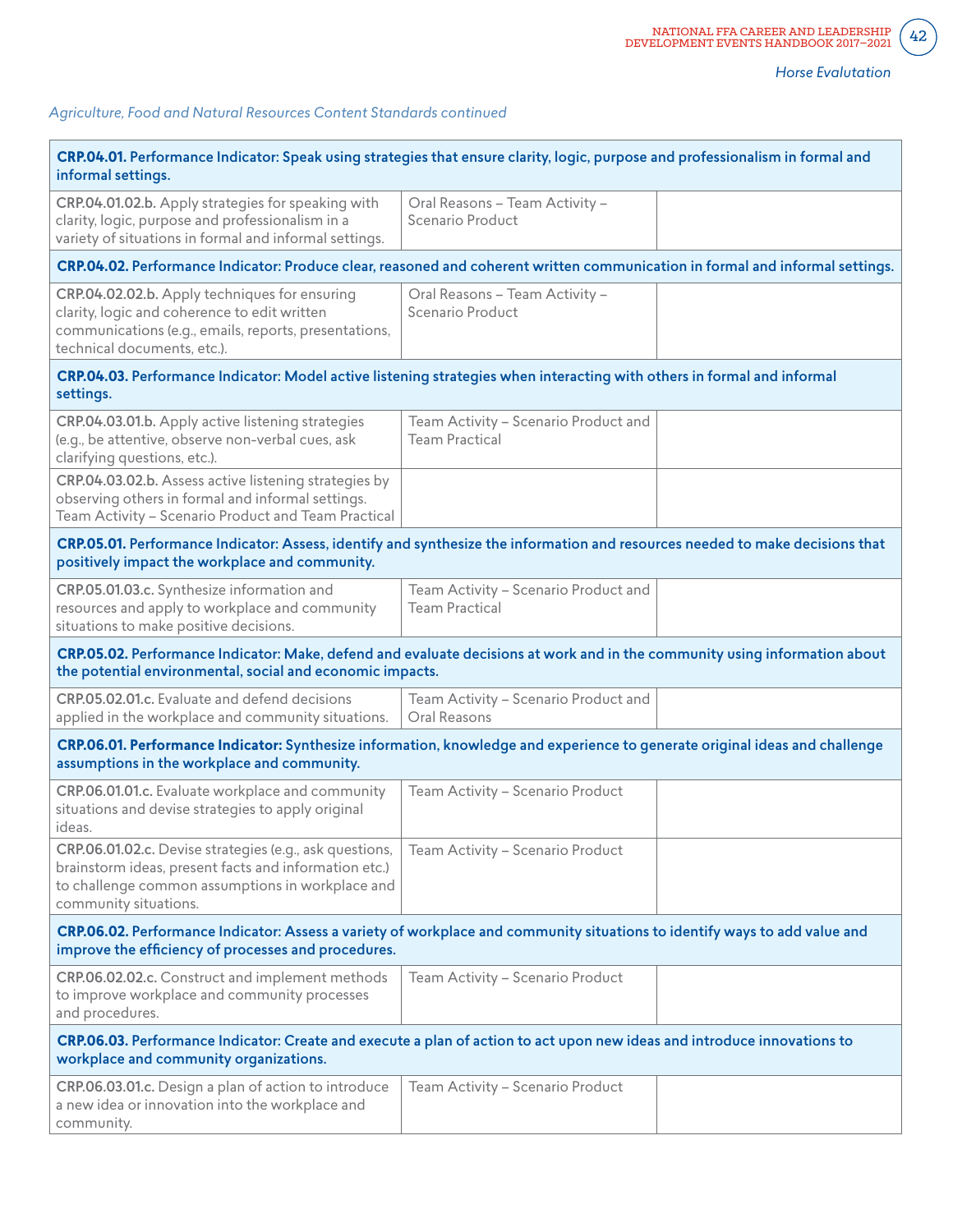*Horse Evaluation*

*Agriculture, Food and Natural Resources Content Standards continued*

| | | |
|---|---|---|
| **CRP.04.01. Performance Indicator: Speak using strategies that ensure clarity, logic, purpose and professionalism in formal and informal settings.** | | |
| **CRP.04.01.02.b.** Apply strategies for speaking with clarity, logic, purpose and professionalism in a variety of situations in formal and informal settings. | Oral Reasons – Team Activity – Scenario Product | |
| **CRP.04.02. Performance Indicator: Produce clear, reasoned and coherent written communication in formal and informal settings.** | | |
| **CRP.04.02.02.b.** Apply techniques for ensuring clarity, logic and coherence to edit written communications (e.g., emails, reports, presentations, technical documents, etc.). | Oral Reasons – Team Activity – Scenario Product | |
| **CRP.04.03. Performance Indicator: Model active listening strategies when interacting with others in formal and informal settings.** | | |
| **CRP.04.03.01.b.** Apply active listening strategies (e.g., be attentive, observe non-verbal cues, ask clarifying questions, etc.). | Team Activity – Scenario Product and Team Practical | |
| **CRP.04.03.02.b.** Assess active listening strategies by observing others in formal and informal settings. Team Activity – Scenario Product and Team Practical | | |
| **CRP.05.01. Performance Indicator: Assess, identify and synthesize the information and resources needed to make decisions that positively impact the workplace and community.** | | |
| **CRP.05.01.03.c.** Synthesize information and resources and apply to workplace and community situations to make positive decisions. | Team Activity – Scenario Product and Team Practical | |
| **CRP.05.02. Performance Indicator: Make, defend and evaluate decisions at work and in the community using information about the potential environmental, social and economic impacts.** | | |
| **CRP.05.02.01.c.** Evaluate and defend decisions applied in the workplace and community situations. | Team Activity – Scenario Product and Oral Reasons | |
| **CRP.06.01. Performance Indicator: Synthesize information, knowledge and experience to generate original ideas and challenge assumptions in the workplace and community.** | | |
| **CRP.06.01.01.c.** Evaluate workplace and community situations and devise strategies to apply original ideas. | Team Activity – Scenario Product | |
| **CRP.06.01.02.c.** Devise strategies (e.g., ask questions, brainstorm ideas, present facts and information etc.) to challenge common assumptions in workplace and community situations. | Team Activity – Scenario Product | |
| **CRP.06.02. Performance Indicator: Assess a variety of workplace and community situations to identify ways to add value and improve the efficiency of processes and procedures.** | | |
| **CRP.06.02.02.c.** Construct and implement methods to improve workplace and community processes and procedures. | Team Activity – Scenario Product | |
| **CRP.06.03. Performance Indicator: Create and execute a plan of action to act upon new ideas and introduce innovations to workplace and community organizations.** | | |
| **CRP.06.03.01.c.** Design a plan of action to introduce a new idea or innovation into the workplace and community. | Team Activity – Scenario Product | |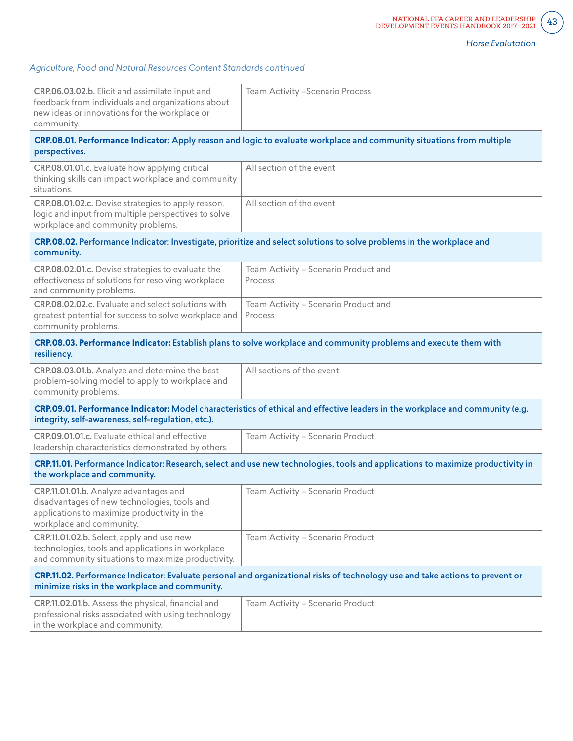*Agriculture, Food and Natural Resources Content Standards continued*

| | | |
|---|---|---|
| **CRP.06.03.02.b.** Elicit and assimilate input and feedback from individuals and organizations about new ideas or innovations for the workplace or community. | Team Activity –Scenario Process | |
| **CRP.08.01. Performance Indicator:** Apply reason and logic to evaluate workplace and community situations from multiple perspectives. | | |
| **CRP.08.01.01.c.** Evaluate how applying critical thinking skills can impact workplace and community situations. | All section of the event | |
| **CRP.08.01.02.c.** Devise strategies to apply reason, logic and input from multiple perspectives to solve workplace and community problems. | All section of the event | |
| **CRP.08.02. Performance Indicator: Investigate, prioritize and select solutions to solve problems in the workplace and community.** | | |
| **CRP.08.02.01.c.** Devise strategies to evaluate the effectiveness of solutions for resolving workplace and community problems. | Team Activity – Scenario Product and Process | |
| **CRP.08.02.02.c.** Evaluate and select solutions with greatest potential for success to solve workplace and community problems. | Team Activity – Scenario Product and Process | |
| **CRP.08.03. Performance Indicator:** Establish plans to solve workplace and community problems and execute them with resiliency. | | |
| **CRP.08.03.01.b.** Analyze and determine the best problem-solving model to apply to workplace and community problems. | All sections of the event | |
| **CRP.09.01. Performance Indicator:** Model characteristics of ethical and effective leaders in the workplace and community (e.g. integrity, self-awareness, self-regulation, etc.). | | |
| **CRP.09.01.01.c.** Evaluate ethical and effective leadership characteristics demonstrated by others. | Team Activity – Scenario Product | |
| **CRP.11.01. Performance Indicator: Research, select and use new technologies, tools and applications to maximize productivity in the workplace and community.** | | |
| **CRP.11.01.01.b.** Analyze advantages and disadvantages of new technologies, tools and applications to maximize productivity in the workplace and community. | Team Activity – Scenario Product | |
| **CRP.11.01.02.b.** Select, apply and use new technologies, tools and applications in workplace and community situations to maximize productivity. | Team Activity – Scenario Product | |
| **CRP.11.02. Performance Indicator: Evaluate personal and organizational risks of technology use and take actions to prevent or minimize risks in the workplace and community.** | | |
| **CRP.11.02.01.b.** Assess the physical, financial and professional risks associated with using technology in the workplace and community. | Team Activity – Scenario Product | |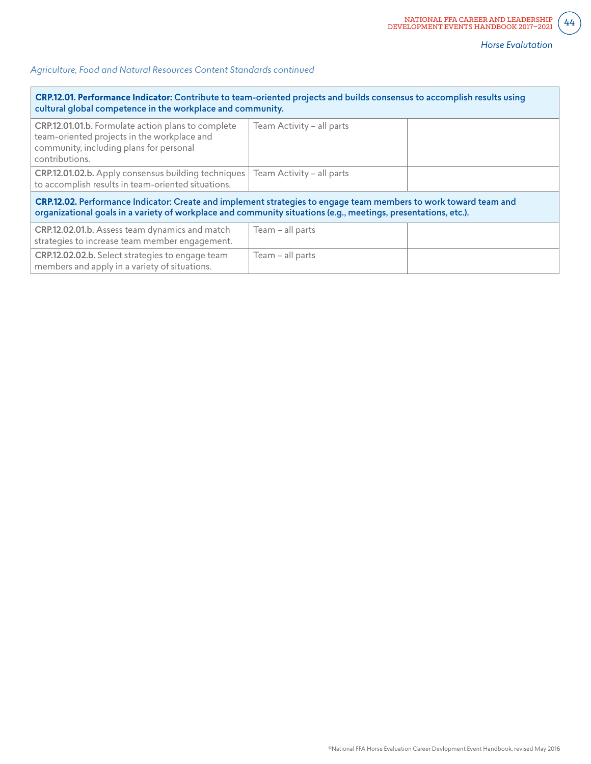*Agriculture, Food and Natural Resources Content Standards continued*

| **CRP.12.01. Performance Indicator:** Contribute to team-oriented projects and builds consensus to accomplish results using cultural global competence in the workplace and community. | | |
|---|---|---|
| **CRP.12.01.01.b.** Formulate action plans to complete team-oriented projects in the workplace and community, including plans for personal contributions. | Team Activity – all parts | |
| **CRP.12.01.02.b.** Apply consensus building techniques to accomplish results in team-oriented situations. | Team Activity – all parts | |
| **CRP.12.02. Performance Indicator: Create and implement strategies to engage team members to work toward team and organizational goals in a variety of workplace and community situations (e.g., meetings, presentations, etc.).** | | |
| **CRP.12.02.01.b.** Assess team dynamics and match strategies to increase team member engagement. | Team – all parts | |
| **CRP.12.02.02.b.** Select strategies to engage team members and apply in a variety of situations. | Team – all parts | |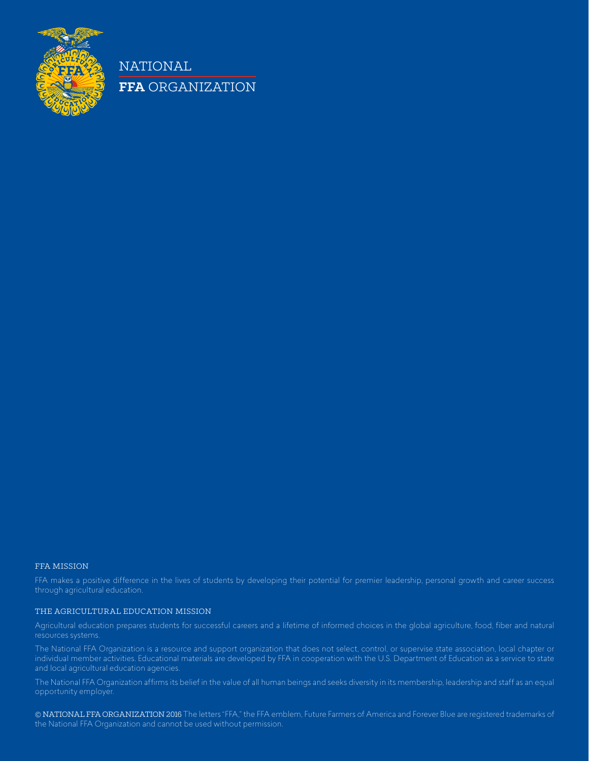NATIONAL

**FFA** ORGANIZATION

## FFA MISSION

FFA makes a positive difference in the lives of students by developing their potential for premier leadership, personal growth and career success through agricultural education.

## THE AGRICULTURAL EDUCATION MISSION

Agricultural education prepares students for successful careers and a lifetime of informed choices in the global agriculture, food, fiber and natural resources systems.

The National FFA Organization is a resource and support organization that does not select, control, or supervise state association, local chapter or individual member activities. Educational materials are developed by FFA in cooperation with the U.S. Department of Education as a service to state and local agricultural education agencies.

The National FFA Organization affirms its belief in the value of all human beings and seeks diversity in its membership, leadership and staff as an equal opportunity employer.

© NATIONAL FFA ORGANIZATION 2016 The letters "FFA," the FFA emblem, Future Farmers of America and Forever Blue are registered trademarks of the National FFA Organization and cannot be used without permission.